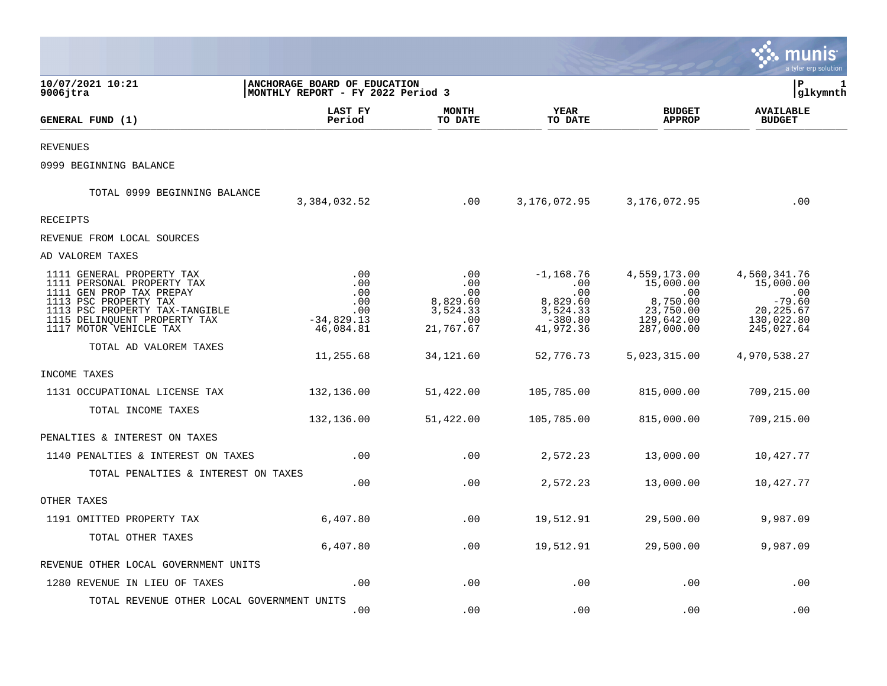10/07/2021 10:21 | ANCHORAGE BOARD OF EDUCATION | P 1
9006jtra | MONTHLY REPORT - FY 2022 Period 3 | glkymnth

| GENERAL FUND (1) | LAST FY Period | MONTH TO DATE | YEAR TO DATE | BUDGET APPROP | AVAILABLE BUDGET |
|---|---|---|---|---|---|
| REVENUES | | | | | |
| 0999 BEGINNING BALANCE | | | | | |
| TOTAL 0999 BEGINNING BALANCE | 3,384,032.52 | .00 | 3,176,072.95 | 3,176,072.95 | .00 |
| RECEIPTS | | | | | |
| REVENUE FROM LOCAL SOURCES | | | | | |
| AD VALOREM TAXES | | | | | |
| 1111 GENERAL PROPERTY TAX | .00 | .00 | -1,168.76 | 4,559,173.00 | 4,560,341.76 |
| 1111 PERSONAL PROPERTY TAX | .00 | .00 | .00 | 15,000.00 | 15,000.00 |
| 1111 GEN PROP TAX PREPAY | .00 | .00 | .00 | .00 | .00 |
| 1113 PSC PROPERTY TAX | .00 | 8,829.60 | 8,829.60 | 8,750.00 | -79.60 |
| 1113 PSC PROPERTY TAX-TANGIBLE | .00 | 3,524.33 | 3,524.33 | 23,750.00 | 20,225.67 |
| 1115 DELINQUENT PROPERTY TAX | -34,829.13 | .00 | -380.80 | 129,642.00 | 130,022.80 |
| 1117 MOTOR VEHICLE TAX | 46,084.81 | 21,767.67 | 41,972.36 | 287,000.00 | 245,027.64 |
| TOTAL AD VALOREM TAXES | 11,255.68 | 34,121.60 | 52,776.73 | 5,023,315.00 | 4,970,538.27 |
| INCOME TAXES | | | | | |
| 1131 OCCUPATIONAL LICENSE TAX | 132,136.00 | 51,422.00 | 105,785.00 | 815,000.00 | 709,215.00 |
| TOTAL INCOME TAXES | 132,136.00 | 51,422.00 | 105,785.00 | 815,000.00 | 709,215.00 |
| PENALTIES & INTEREST ON TAXES | | | | | |
| 1140 PENALTIES & INTEREST ON TAXES | .00 | .00 | 2,572.23 | 13,000.00 | 10,427.77 |
| TOTAL PENALTIES & INTEREST ON TAXES | .00 | .00 | 2,572.23 | 13,000.00 | 10,427.77 |
| OTHER TAXES | | | | | |
| 1191 OMITTED PROPERTY TAX | 6,407.80 | .00 | 19,512.91 | 29,500.00 | 9,987.09 |
| TOTAL OTHER TAXES | 6,407.80 | .00 | 19,512.91 | 29,500.00 | 9,987.09 |
| REVENUE OTHER LOCAL GOVERNMENT UNITS | | | | | |
| 1280 REVENUE IN LIEU OF TAXES | .00 | .00 | .00 | .00 | .00 |
| TOTAL REVENUE OTHER LOCAL GOVERNMENT UNITS | .00 | .00 | .00 | .00 | .00 |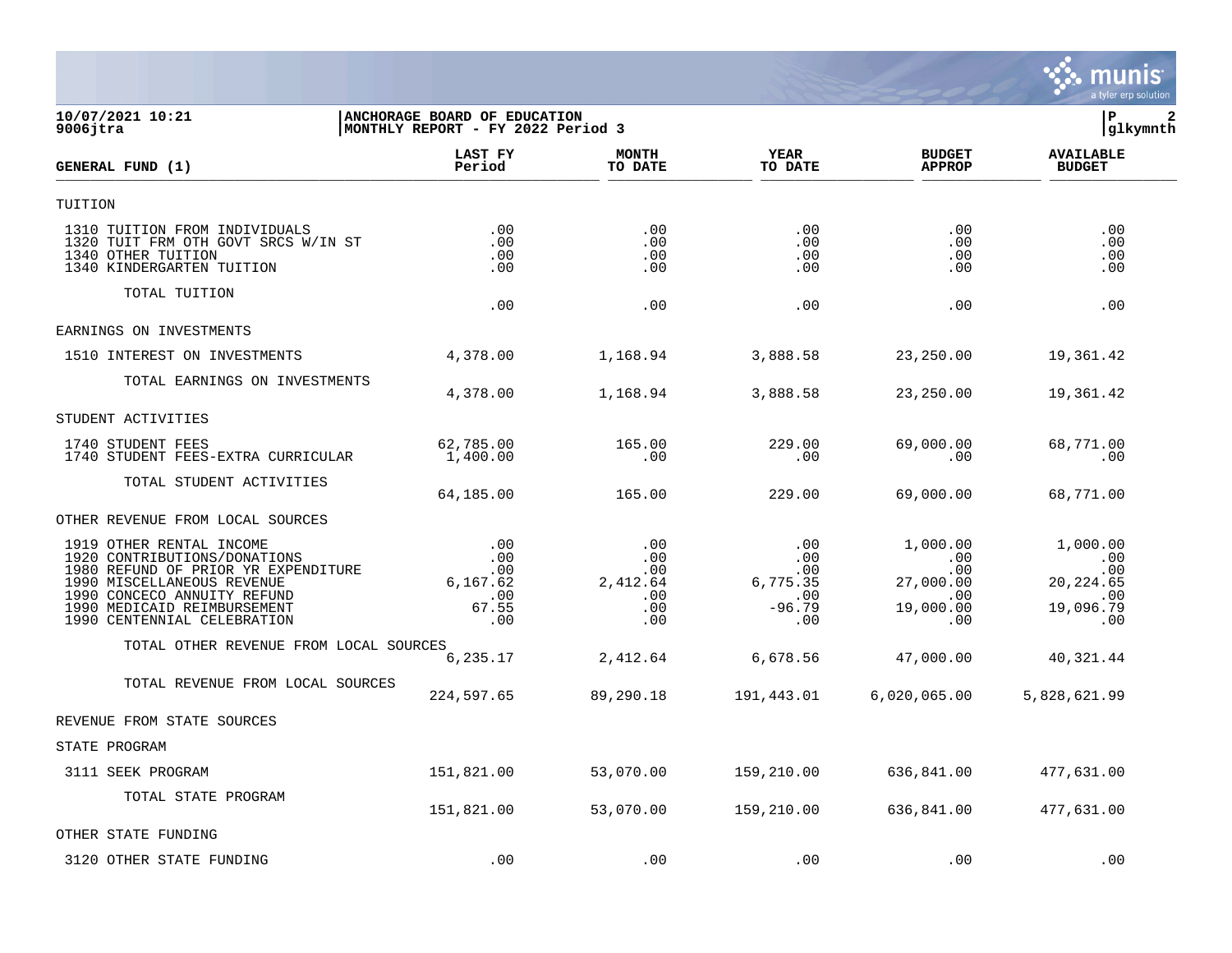**10/07/2021 10:21** | **ANCHORAGE BOARD OF EDUCATION**
**9006jtra** | **MONTHLY REPORT - FY 2022 Period 3**

| GENERAL FUND (1) | LAST FY Period | MONTH TO DATE | YEAR TO DATE | BUDGET APPROP | AVAILABLE BUDGET |
|---|---|---|---|---|---|
| TUITION | | | | | |
| 1310 TUITION FROM INDIVIDUALS | .00 | .00 | .00 | .00 | .00 |
| 1320 TUIT FRM OTH GOVT SRCS W/IN ST | .00 | .00 | .00 | .00 | .00 |
| 1340 OTHER TUITION | .00 | .00 | .00 | .00 | .00 |
| 1340 KINDERGARTEN TUITION | .00 | .00 | .00 | .00 | .00 |
| TOTAL TUITION | .00 | .00 | .00 | .00 | .00 |
| EARNINGS ON INVESTMENTS | | | | | |
| 1510 INTEREST ON INVESTMENTS | 4,378.00 | 1,168.94 | 3,888.58 | 23,250.00 | 19,361.42 |
| TOTAL EARNINGS ON INVESTMENTS | 4,378.00 | 1,168.94 | 3,888.58 | 23,250.00 | 19,361.42 |
| STUDENT ACTIVITIES | | | | | |
| 1740 STUDENT FEES | 62,785.00 | 165.00 | 229.00 | 69,000.00 | 68,771.00 |
| 1740 STUDENT FEES-EXTRA CURRICULAR | 1,400.00 | .00 | .00 | .00 | .00 |
| TOTAL STUDENT ACTIVITIES | 64,185.00 | 165.00 | 229.00 | 69,000.00 | 68,771.00 |
| OTHER REVENUE FROM LOCAL SOURCES | | | | | |
| 1919 OTHER RENTAL INCOME | .00 | .00 | .00 | 1,000.00 | 1,000.00 |
| 1920 CONTRIBUTIONS/DONATIONS | .00 | .00 | .00 | .00 | .00 |
| 1980 REFUND OF PRIOR YR EXPENDITURE | .00 | .00 | .00 | .00 | .00 |
| 1990 MISCELLANEOUS REVENUE | 6,167.62 | 2,412.64 | 6,775.35 | 27,000.00 | 20,224.65 |
| 1990 CONCECO ANNUITY REFUND | .00 | .00 | .00 | .00 | .00 |
| 1990 MEDICAID REIMBURSEMENT | 67.55 | .00 | -96.79 | 19,000.00 | 19,096.79 |
| 1990 CENTENNIAL CELEBRATION | .00 | .00 | .00 | .00 | .00 |
| TOTAL OTHER REVENUE FROM LOCAL SOURCES | 6,235.17 | 2,412.64 | 6,678.56 | 47,000.00 | 40,321.44 |
| TOTAL REVENUE FROM LOCAL SOURCES | 224,597.65 | 89,290.18 | 191,443.01 | 6,020,065.00 | 5,828,621.99 |
| REVENUE FROM STATE SOURCES | | | | | |
| STATE PROGRAM | | | | | |
| 3111 SEEK PROGRAM | 151,821.00 | 53,070.00 | 159,210.00 | 636,841.00 | 477,631.00 |
| TOTAL STATE PROGRAM | 151,821.00 | 53,070.00 | 159,210.00 | 636,841.00 | 477,631.00 |
| OTHER STATE FUNDING | | | | | |
| 3120 OTHER STATE FUNDING | .00 | .00 | .00 | .00 | .00 |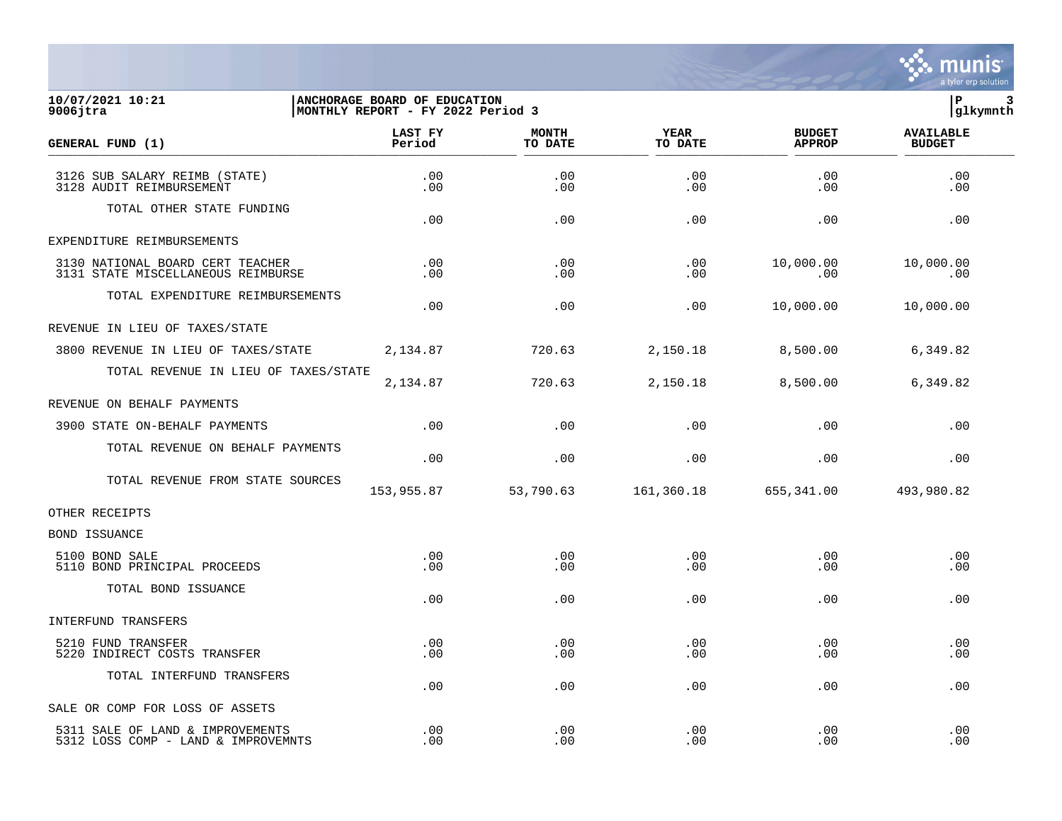**10/07/2021 10:21**
**9006jtra**

**ANCHORAGE BOARD OF EDUCATION**
**MONTHLY REPORT - FY 2022 Period 3**

**P 3**
**glkymnth**

| GENERAL FUND (1) | LAST FY Period | MONTH TO DATE | YEAR TO DATE | BUDGET APPROP | AVAILABLE BUDGET |
|---|---|---|---|---|---|
| 3126 SUB SALARY REIMB (STATE) | .00 | .00 | .00 | .00 | .00 |
| 3128 AUDIT REIMBURSEMENT | .00 | .00 | .00 | .00 | .00 |
| TOTAL OTHER STATE FUNDING | .00 | .00 | .00 | .00 | .00 |
| EXPENDITURE REIMBURSEMENTS | | | | | |
| 3130 NATIONAL BOARD CERT TEACHER | .00 | .00 | .00 | 10,000.00 | 10,000.00 |
| 3131 STATE MISCELLANEOUS REIMBURSE | .00 | .00 | .00 | .00 | .00 |
| TOTAL EXPENDITURE REIMBURSEMENTS | .00 | .00 | .00 | 10,000.00 | 10,000.00 |
| REVENUE IN LIEU OF TAXES/STATE | | | | | |
| 3800 REVENUE IN LIEU OF TAXES/STATE | 2,134.87 | 720.63 | 2,150.18 | 8,500.00 | 6,349.82 |
| TOTAL REVENUE IN LIEU OF TAXES/STATE | 2,134.87 | 720.63 | 2,150.18 | 8,500.00 | 6,349.82 |
| REVENUE ON BEHALF PAYMENTS | | | | | |
| 3900 STATE ON-BEHALF PAYMENTS | .00 | .00 | .00 | .00 | .00 |
| TOTAL REVENUE ON BEHALF PAYMENTS | .00 | .00 | .00 | .00 | .00 |
| TOTAL REVENUE FROM STATE SOURCES | 153,955.87 | 53,790.63 | 161,360.18 | 655,341.00 | 493,980.82 |
| OTHER RECEIPTS | | | | | |
| BOND ISSUANCE | | | | | |
| 5100 BOND SALE | .00 | .00 | .00 | .00 | .00 |
| 5110 BOND PRINCIPAL PROCEEDS | .00 | .00 | .00 | .00 | .00 |
| TOTAL BOND ISSUANCE | .00 | .00 | .00 | .00 | .00 |
| INTERFUND TRANSFERS | | | | | |
| 5210 FUND TRANSFER | .00 | .00 | .00 | .00 | .00 |
| 5220 INDIRECT COSTS TRANSFER | .00 | .00 | .00 | .00 | .00 |
| TOTAL INTERFUND TRANSFERS | .00 | .00 | .00 | .00 | .00 |
| SALE OR COMP FOR LOSS OF ASSETS | | | | | |
| 5311 SALE OF LAND & IMPROVEMENTS | .00 | .00 | .00 | .00 | .00 |
| 5312 LOSS COMP - LAND & IMPROVEMNTS | .00 | .00 | .00 | .00 | .00 |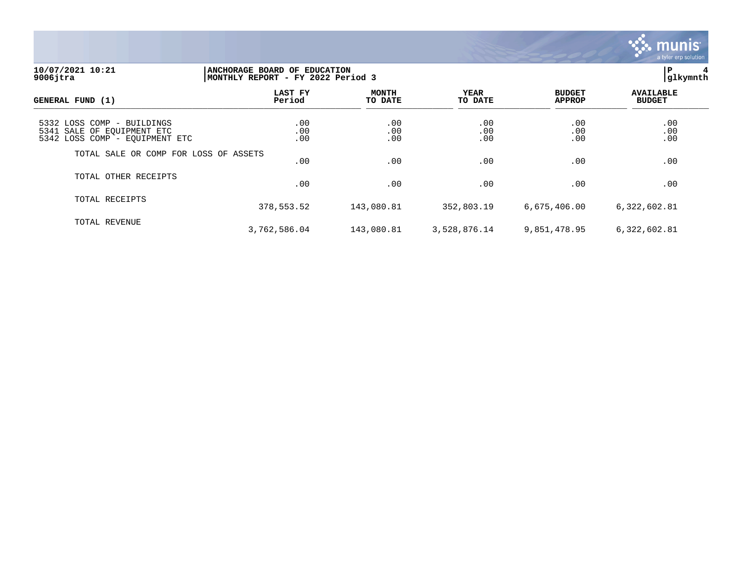**10/07/2021 10:21** | **ANCHORAGE BOARD OF EDUCATION** | **P 4**
**9006jtra** | **MONTHLY REPORT - FY 2022 Period 3** | **glkymnth**

| GENERAL FUND (1) | LAST FY Period | MONTH TO DATE | YEAR TO DATE | BUDGET APPROP | AVAILABLE BUDGET |
|---|---|---|---|---|---|
| 5332 LOSS COMP - BUILDINGS | .00 | .00 | .00 | .00 | .00 |
| 5341 SALE OF EQUIPMENT ETC | .00 | .00 | .00 | .00 | .00 |
| 5342 LOSS COMP - EQUIPMENT ETC | .00 | .00 | .00 | .00 | .00 |
| TOTAL SALE OR COMP FOR LOSS OF ASSETS | .00 | .00 | .00 | .00 | .00 |
| TOTAL OTHER RECEIPTS | .00 | .00 | .00 | .00 | .00 |
| TOTAL RECEIPTS | 378,553.52 | 143,080.81 | 352,803.19 | 6,675,406.00 | 6,322,602.81 |
| TOTAL REVENUE | 3,762,586.04 | 143,080.81 | 3,528,876.14 | 9,851,478.95 | 6,322,602.81 |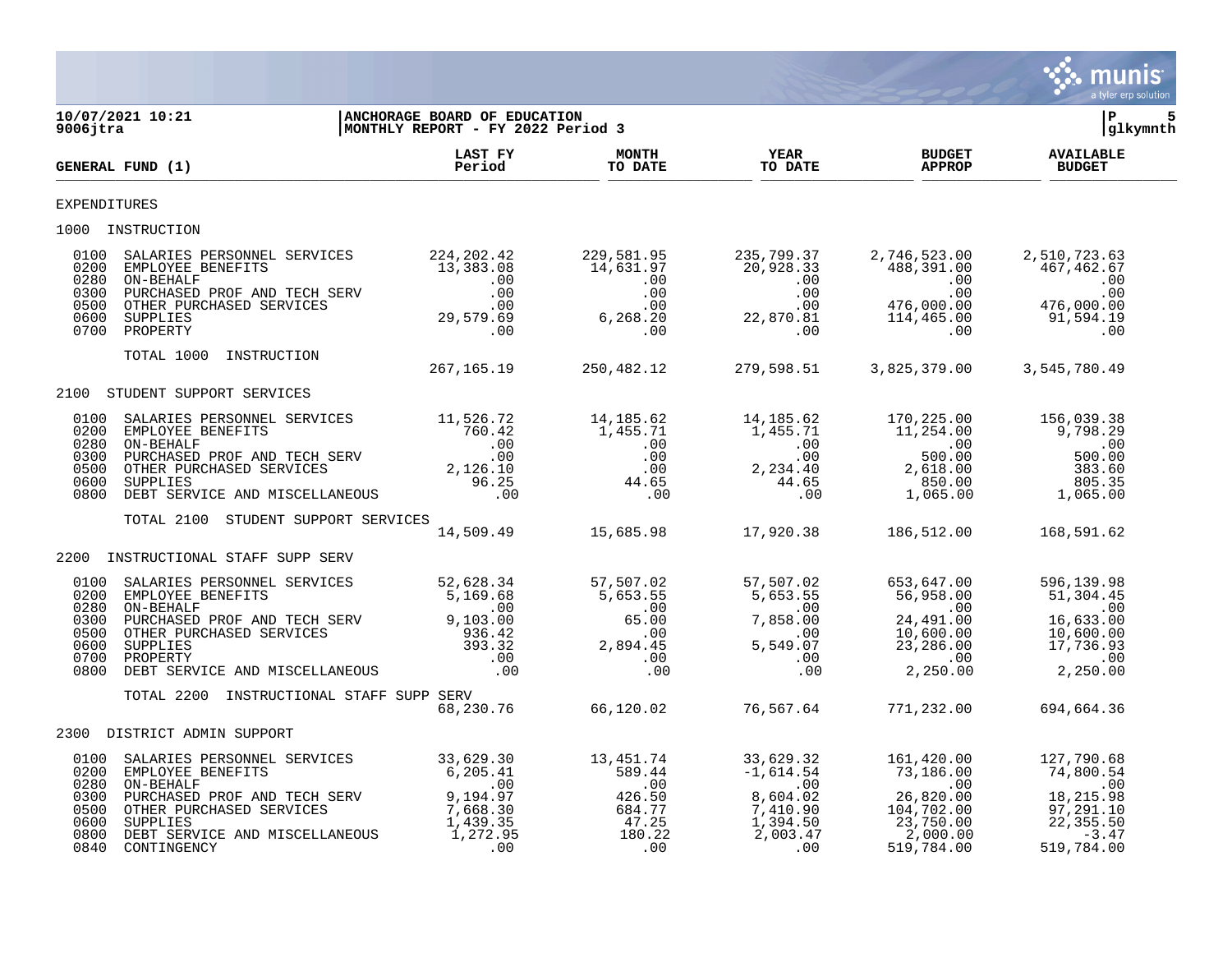**10/07/2021 10:21**
**9006jtra**

**ANCHORAGE BOARD OF EDUCATION**
**MONTHLY REPORT - FY 2022 Period 3**

**P 5**
**glkymnth**

| GENERAL FUND (1) | LAST FY Period | MONTH TO DATE | YEAR TO DATE | BUDGET APPROP | AVAILABLE BUDGET |
|---|---|---|---|---|---|
| EXPENDITURES | | | | | |
| 1000 INSTRUCTION | | | | | |
| 0100 SALARIES PERSONNEL SERVICES | 224,202.42 | 229,581.95 | 235,799.37 | 2,746,523.00 | 2,510,723.63 |
| 0200 EMPLOYEE BENEFITS | 13,383.08 | 14,631.97 | 20,928.33 | 488,391.00 | 467,462.67 |
| 0280 ON-BEHALF | .00 | .00 | .00 | .00 | .00 |
| 0300 PURCHASED PROF AND TECH SERV | .00 | .00 | .00 | .00 | .00 |
| 0500 OTHER PURCHASED SERVICES | .00 | .00 | .00 | 476,000.00 | 476,000.00 |
| 0600 SUPPLIES | 29,579.69 | 6,268.20 | 22,870.81 | 114,465.00 | 91,594.19 |
| 0700 PROPERTY | .00 | .00 | .00 | .00 | .00 |
| TOTAL 1000 INSTRUCTION | 267,165.19 | 250,482.12 | 279,598.51 | 3,825,379.00 | 3,545,780.49 |
| 2100 STUDENT SUPPORT SERVICES | | | | | |
| 0100 SALARIES PERSONNEL SERVICES | 11,526.72 | 14,185.62 | 14,185.62 | 170,225.00 | 156,039.38 |
| 0200 EMPLOYEE BENEFITS | 760.42 | 1,455.71 | 1,455.71 | 11,254.00 | 9,798.29 |
| 0280 ON-BEHALF | .00 | .00 | .00 | .00 | .00 |
| 0300 PURCHASED PROF AND TECH SERV | .00 | .00 | .00 | 500.00 | 500.00 |
| 0500 OTHER PURCHASED SERVICES | 2,126.10 | .00 | 2,234.40 | 2,618.00 | 383.60 |
| 0600 SUPPLIES | 96.25 | 44.65 | 44.65 | 850.00 | 805.35 |
| 0800 DEBT SERVICE AND MISCELLANEOUS | .00 | .00 | .00 | 1,065.00 | 1,065.00 |
| TOTAL 2100 STUDENT SUPPORT SERVICES | 14,509.49 | 15,685.98 | 17,920.38 | 186,512.00 | 168,591.62 |
| 2200 INSTRUCTIONAL STAFF SUPP SERV | | | | | |
| 0100 SALARIES PERSONNEL SERVICES | 52,628.34 | 57,507.02 | 57,507.02 | 653,647.00 | 596,139.98 |
| 0200 EMPLOYEE BENEFITS | 5,169.68 | 5,653.55 | 5,653.55 | 56,958.00 | 51,304.45 |
| 0280 ON-BEHALF | .00 | .00 | .00 | .00 | .00 |
| 0300 PURCHASED PROF AND TECH SERV | 9,103.00 | 65.00 | 7,858.00 | 24,491.00 | 16,633.00 |
| 0500 OTHER PURCHASED SERVICES | 936.42 | .00 | .00 | 10,600.00 | 10,600.00 |
| 0600 SUPPLIES | 393.32 | 2,894.45 | 5,549.07 | 23,286.00 | 17,736.93 |
| 0700 PROPERTY | .00 | .00 | .00 | .00 | .00 |
| 0800 DEBT SERVICE AND MISCELLANEOUS | .00 | .00 | .00 | 2,250.00 | 2,250.00 |
| TOTAL 2200 INSTRUCTIONAL STAFF SUPP SERV | 68,230.76 | 66,120.02 | 76,567.64 | 771,232.00 | 694,664.36 |
| 2300 DISTRICT ADMIN SUPPORT | | | | | |
| 0100 SALARIES PERSONNEL SERVICES | 33,629.30 | 13,451.74 | 33,629.32 | 161,420.00 | 127,790.68 |
| 0200 EMPLOYEE BENEFITS | 6,205.41 | 589.44 | -1,614.54 | 73,186.00 | 74,800.54 |
| 0280 ON-BEHALF | .00 | .00 | .00 | .00 | .00 |
| 0300 PURCHASED PROF AND TECH SERV | 9,194.97 | 426.50 | 8,604.02 | 26,820.00 | 18,215.98 |
| 0500 OTHER PURCHASED SERVICES | 7,668.30 | 684.77 | 7,410.90 | 104,702.00 | 97,291.10 |
| 0600 SUPPLIES | 1,439.35 | 47.25 | 1,394.50 | 23,750.00 | 22,355.50 |
| 0800 DEBT SERVICE AND MISCELLANEOUS | 1,272.95 | 180.22 | 2,003.47 | 2,000.00 | -3.47 |
| 0840 CONTINGENCY | .00 | .00 | .00 | 519,784.00 | 519,784.00 |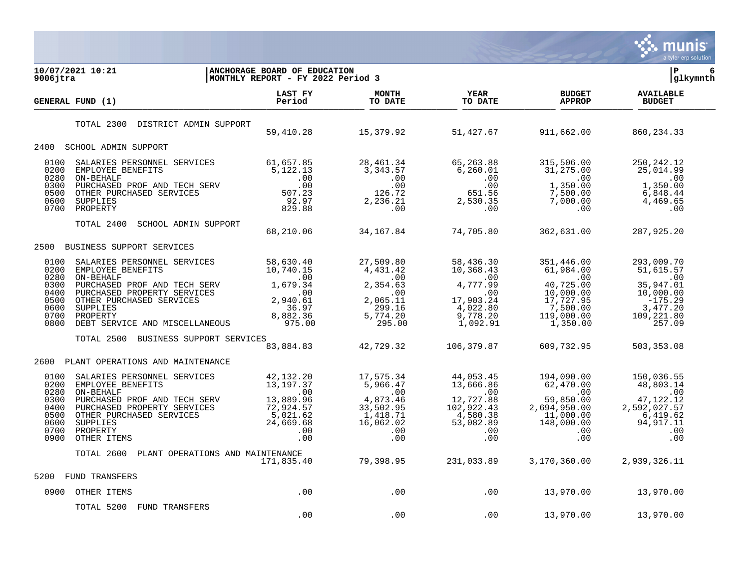**10/07/2021 10:21** | **ANCHORAGE BOARD OF EDUCATION**
**9006jtra** | **MONTHLY REPORT - FY 2022 Period 3** | **glkymnth**

| GENERAL FUND (1) | LAST FY Period | MONTH TO DATE | YEAR TO DATE | BUDGET APPROP | AVAILABLE BUDGET |
|---|---|---|---|---|---|
| TOTAL 2300 DISTRICT ADMIN SUPPORT | 59,410.28 | 15,379.92 | 51,427.67 | 911,662.00 | 860,234.33 |
| **2400 SCHOOL ADMIN SUPPORT** | | | | | |
| 0100 SALARIES PERSONNEL SERVICES | 61,657.85 | 28,461.34 | 65,263.88 | 315,506.00 | 250,242.12 |
| 0200 EMPLOYEE BENEFITS | 5,122.13 | 3,343.57 | 6,260.01 | 31,275.00 | 25,014.99 |
| 0280 ON-BEHALF | .00 | .00 | .00 | .00 | .00 |
| 0300 PURCHASED PROF AND TECH SERV | .00 | .00 | .00 | 1,350.00 | 1,350.00 |
| 0500 OTHER PURCHASED SERVICES | 507.23 | 126.72 | 651.56 | 7,500.00 | 6,848.44 |
| 0600 SUPPLIES | 92.97 | 2,236.21 | 2,530.35 | 7,000.00 | 4,469.65 |
| 0700 PROPERTY | 829.88 | .00 | .00 | .00 | .00 |
| TOTAL 2400 SCHOOL ADMIN SUPPORT | 68,210.06 | 34,167.84 | 74,705.80 | 362,631.00 | 287,925.20 |
| **2500 BUSINESS SUPPORT SERVICES** | | | | | |
| 0100 SALARIES PERSONNEL SERVICES | 58,630.40 | 27,509.80 | 58,436.30 | 351,446.00 | 293,009.70 |
| 0200 EMPLOYEE BENEFITS | 10,740.15 | 4,431.42 | 10,368.43 | 61,984.00 | 51,615.57 |
| 0280 ON-BEHALF | .00 | .00 | .00 | .00 | .00 |
| 0300 PURCHASED PROF AND TECH SERV | 1,679.34 | 2,354.63 | 4,777.99 | 40,725.00 | 35,947.01 |
| 0400 PURCHASED PROPERTY SERVICES | .00 | .00 | .00 | 10,000.00 | 10,000.00 |
| 0500 OTHER PURCHASED SERVICES | 2,940.61 | 2,065.11 | 17,903.24 | 17,727.95 | -175.29 |
| 0600 SUPPLIES | 36.97 | 299.16 | 4,022.80 | 7,500.00 | 3,477.20 |
| 0700 PROPERTY | 8,882.36 | 5,774.20 | 9,778.20 | 119,000.00 | 109,221.80 |
| 0800 DEBT SERVICE AND MISCELLANEOUS | 975.00 | 295.00 | 1,092.91 | 1,350.00 | 257.09 |
| TOTAL 2500 BUSINESS SUPPORT SERVICES | 83,884.83 | 42,729.32 | 106,379.87 | 609,732.95 | 503,353.08 |
| **2600 PLANT OPERATIONS AND MAINTENANCE** | | | | | |
| 0100 SALARIES PERSONNEL SERVICES | 42,132.20 | 17,575.34 | 44,053.45 | 194,090.00 | 150,036.55 |
| 0200 EMPLOYEE BENEFITS | 13,197.37 | 5,966.47 | 13,666.86 | 62,470.00 | 48,803.14 |
| 0280 ON-BEHALF | .00 | .00 | .00 | .00 | .00 |
| 0300 PURCHASED PROF AND TECH SERV | 13,889.96 | 4,873.46 | 12,727.88 | 59,850.00 | 47,122.12 |
| 0400 PURCHASED PROPERTY SERVICES | 72,924.57 | 33,502.95 | 102,922.43 | 2,694,950.00 | 2,592,027.57 |
| 0500 OTHER PURCHASED SERVICES | 5,021.62 | 1,418.71 | 4,580.38 | 11,000.00 | 6,419.62 |
| 0600 SUPPLIES | 24,669.68 | 16,062.02 | 53,082.89 | 148,000.00 | 94,917.11 |
| 0700 PROPERTY | .00 | .00 | .00 | .00 | .00 |
| 0900 OTHER ITEMS | .00 | .00 | .00 | .00 | .00 |
| TOTAL 2600 PLANT OPERATIONS AND MAINTENANCE | 171,835.40 | 79,398.95 | 231,033.89 | 3,170,360.00 | 2,939,326.11 |
| **5200 FUND TRANSFERS** | | | | | |
| 0900 OTHER ITEMS | .00 | .00 | .00 | 13,970.00 | 13,970.00 |
| TOTAL 5200 FUND TRANSFERS | .00 | .00 | .00 | 13,970.00 | 13,970.00 |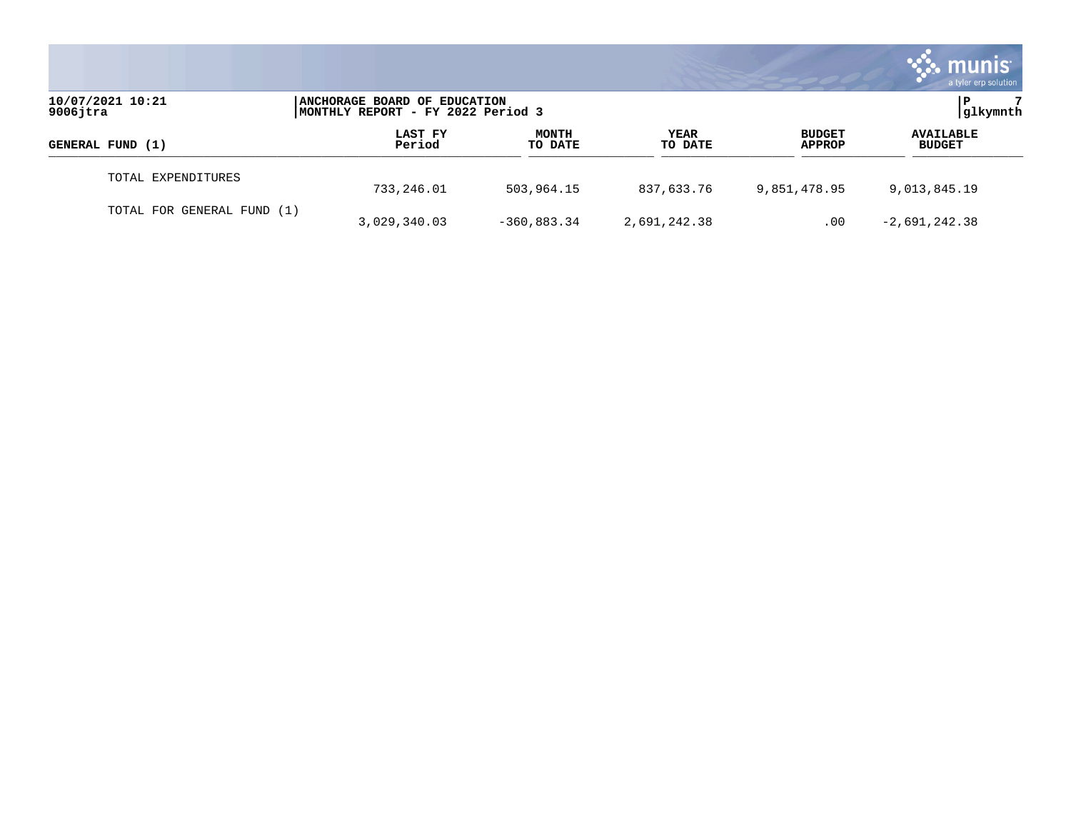| GENERAL FUND (1) | LAST FY Period | MONTH TO DATE | YEAR TO DATE | BUDGET APPROP | AVAILABLE BUDGET |
|---|---|---|---|---|---|
| TOTAL EXPENDITURES | 733,246.01 | 503,964.15 | 837,633.76 | 9,851,478.95 | 9,013,845.19 |
| TOTAL FOR GENERAL FUND (1) | 3,029,340.03 | -360,883.34 | 2,691,242.38 | .00 | -2,691,242.38 |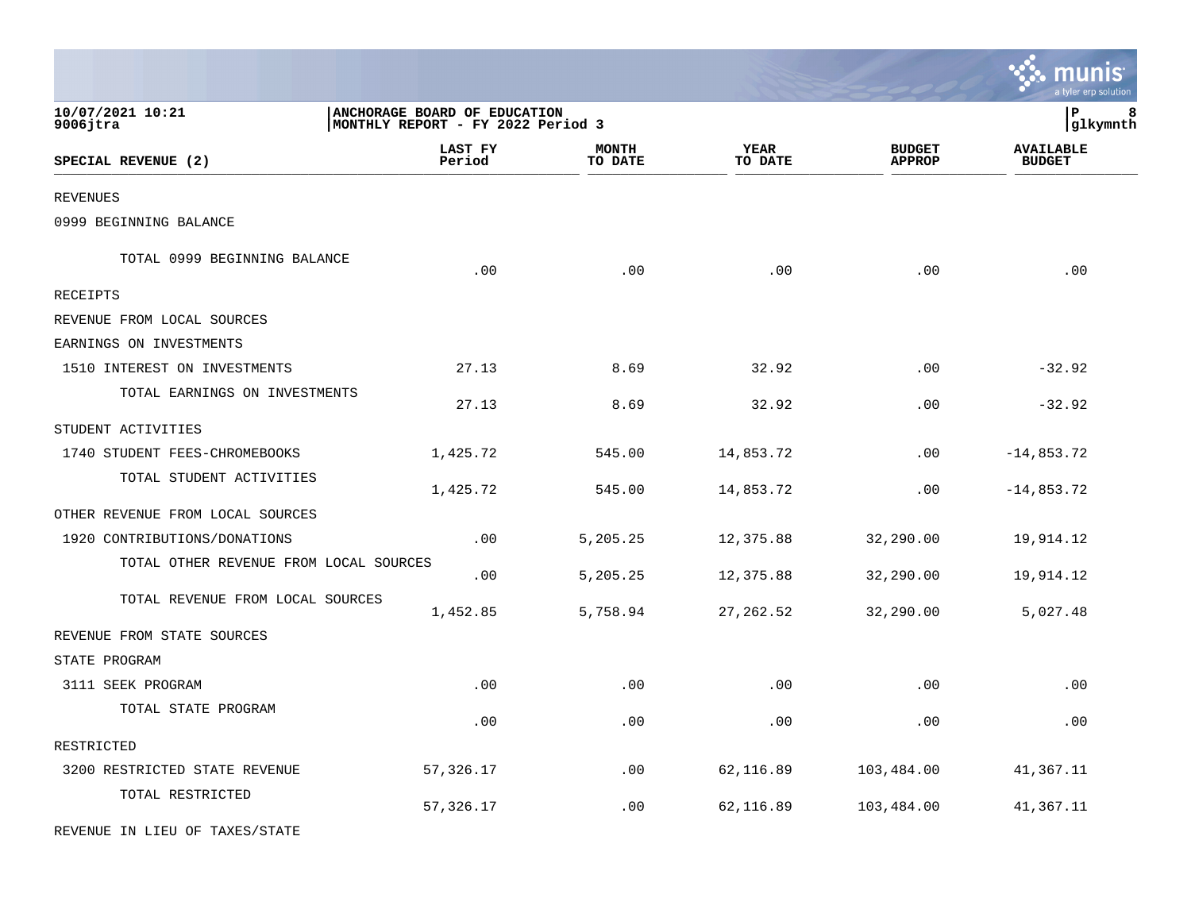ANCHORAGE BOARD OF EDUCATION
MONTHLY REPORT - FY 2022 Period 3

10/07/2021 10:21
9006jtra

| SPECIAL REVENUE (2) | LAST FY Period | MONTH TO DATE | YEAR TO DATE | BUDGET APPROP | AVAILABLE BUDGET |
|---|---|---|---|---|---|
| REVENUES | | | | | |
| 0999 BEGINNING BALANCE | | | | | |
| TOTAL 0999 BEGINNING BALANCE | .00 | .00 | .00 | .00 | .00 |
| RECEIPTS | | | | | |
| REVENUE FROM LOCAL SOURCES | | | | | |
| EARNINGS ON INVESTMENTS | | | | | |
| 1510 INTEREST ON INVESTMENTS | 27.13 | 8.69 | 32.92 | .00 | -32.92 |
| TOTAL EARNINGS ON INVESTMENTS | 27.13 | 8.69 | 32.92 | .00 | -32.92 |
| STUDENT ACTIVITIES | | | | | |
| 1740 STUDENT FEES-CHROMEBOOKS | 1,425.72 | 545.00 | 14,853.72 | .00 | -14,853.72 |
| TOTAL STUDENT ACTIVITIES | 1,425.72 | 545.00 | 14,853.72 | .00 | -14,853.72 |
| OTHER REVENUE FROM LOCAL SOURCES | | | | | |
| 1920 CONTRIBUTIONS/DONATIONS | .00 | 5,205.25 | 12,375.88 | 32,290.00 | 19,914.12 |
| TOTAL OTHER REVENUE FROM LOCAL SOURCES | .00 | 5,205.25 | 12,375.88 | 32,290.00 | 19,914.12 |
| TOTAL REVENUE FROM LOCAL SOURCES | 1,452.85 | 5,758.94 | 27,262.52 | 32,290.00 | 5,027.48 |
| REVENUE FROM STATE SOURCES | | | | | |
| STATE PROGRAM | | | | | |
| 3111 SEEK PROGRAM | .00 | .00 | .00 | .00 | .00 |
| TOTAL STATE PROGRAM | .00 | .00 | .00 | .00 | .00 |
| RESTRICTED | | | | | |
| 3200 RESTRICTED STATE REVENUE | 57,326.17 | .00 | 62,116.89 | 103,484.00 | 41,367.11 |
| TOTAL RESTRICTED | 57,326.17 | .00 | 62,116.89 | 103,484.00 | 41,367.11 |
| REVENUE IN LIEU OF TAXES/STATE | | | | | |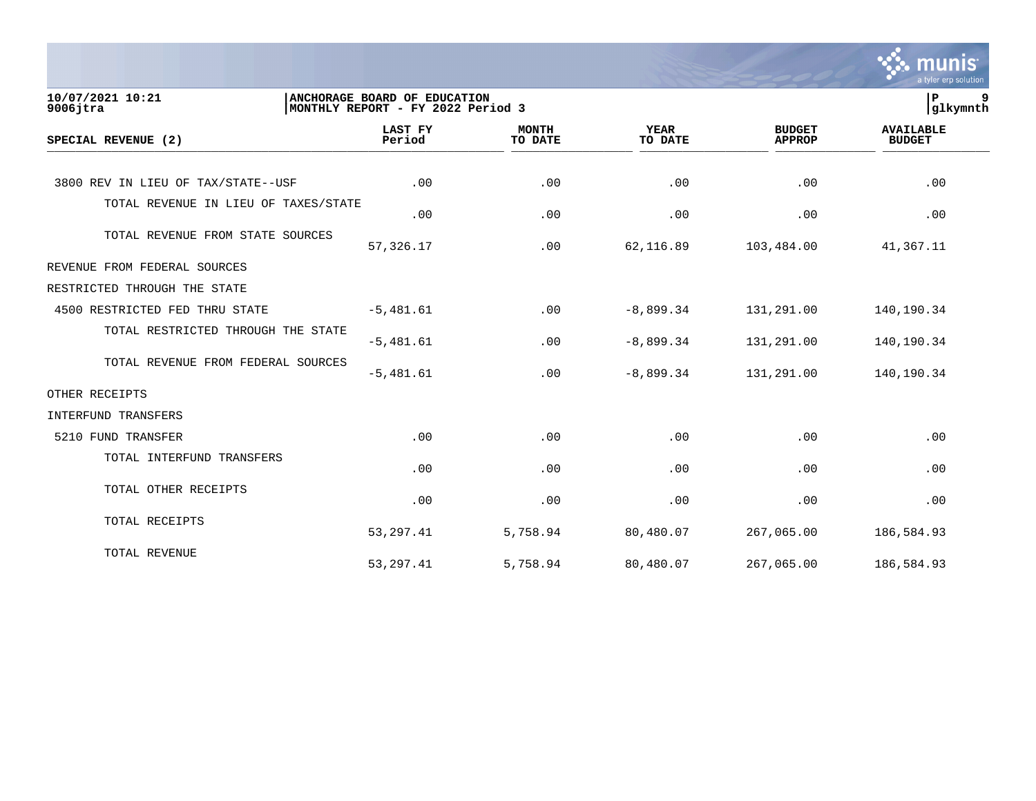10/07/2021 10:21
9006jtra

ANCHORAGE BOARD OF EDUCATION
MONTHLY REPORT - FY 2022 Period 3

P 9
glkymnth

| SPECIAL REVENUE (2) | LAST FY Period | MONTH TO DATE | YEAR TO DATE | BUDGET APPROP | AVAILABLE BUDGET |
|---|---|---|---|---|---|
| 3800 REV IN LIEU OF TAX/STATE--USF | .00 | .00 | .00 | .00 | .00 |
| TOTAL REVENUE IN LIEU OF TAXES/STATE | .00 | .00 | .00 | .00 | .00 |
| TOTAL REVENUE FROM STATE SOURCES | 57,326.17 | .00 | 62,116.89 | 103,484.00 | 41,367.11 |
| REVENUE FROM FEDERAL SOURCES | | | | | |
| RESTRICTED THROUGH THE STATE | | | | | |
| 4500 RESTRICTED FED THRU STATE | -5,481.61 | .00 | -8,899.34 | 131,291.00 | 140,190.34 |
| TOTAL RESTRICTED THROUGH THE STATE | -5,481.61 | .00 | -8,899.34 | 131,291.00 | 140,190.34 |
| TOTAL REVENUE FROM FEDERAL SOURCES | -5,481.61 | .00 | -8,899.34 | 131,291.00 | 140,190.34 |
| OTHER RECEIPTS | | | | | |
| INTERFUND TRANSFERS | | | | | |
| 5210 FUND TRANSFER | .00 | .00 | .00 | .00 | .00 |
| TOTAL INTERFUND TRANSFERS | .00 | .00 | .00 | .00 | .00 |
| TOTAL OTHER RECEIPTS | .00 | .00 | .00 | .00 | .00 |
| TOTAL RECEIPTS | 53,297.41 | 5,758.94 | 80,480.07 | 267,065.00 | 186,584.93 |
| TOTAL REVENUE | 53,297.41 | 5,758.94 | 80,480.07 | 267,065.00 | 186,584.93 |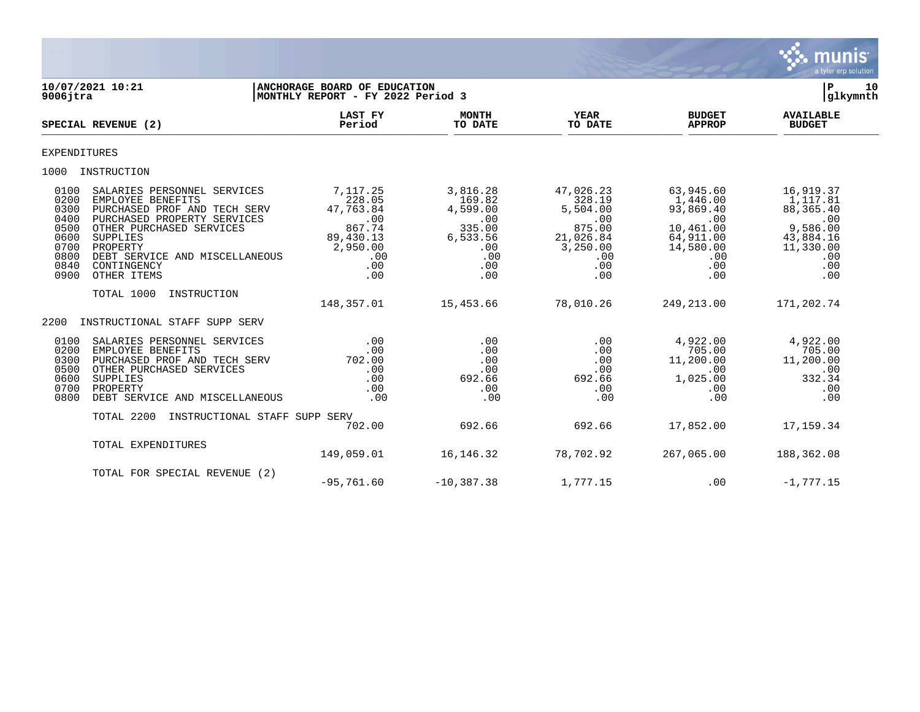**10/07/2021 10:21** **ANCHORAGE BOARD OF EDUCATION**
**9006jtra** **MONTHLY REPORT - FY 2022 Period 3**

| SPECIAL REVENUE (2) | LAST FY Period | MONTH TO DATE | YEAR TO DATE | BUDGET APPROP | AVAILABLE BUDGET |
|---|---|---|---|---|---|
| EXPENDITURES | | | | | |
| 1000 INSTRUCTION | | | | | |
| 0100 SALARIES PERSONNEL SERVICES | 7,117.25 | 3,816.28 | 47,026.23 | 63,945.60 | 16,919.37 |
| 0200 EMPLOYEE BENEFITS | 228.05 | 169.82 | 328.19 | 1,446.00 | 1,117.81 |
| 0300 PURCHASED PROF AND TECH SERV | 47,763.84 | 4,599.00 | 5,504.00 | 93,869.40 | 88,365.40 |
| 0400 PURCHASED PROPERTY SERVICES | .00 | .00 | .00 | .00 | .00 |
| 0500 OTHER PURCHASED SERVICES | 867.74 | 335.00 | 875.00 | 10,461.00 | 9,586.00 |
| 0600 SUPPLIES | 89,430.13 | 6,533.56 | 21,026.84 | 64,911.00 | 43,884.16 |
| 0700 PROPERTY | 2,950.00 | .00 | 3,250.00 | 14,580.00 | 11,330.00 |
| 0800 DEBT SERVICE AND MISCELLANEOUS | .00 | .00 | .00 | .00 | .00 |
| 0840 CONTINGENCY | .00 | .00 | .00 | .00 | .00 |
| 0900 OTHER ITEMS | .00 | .00 | .00 | .00 | .00 |
| TOTAL 1000 INSTRUCTION | 148,357.01 | 15,453.66 | 78,010.26 | 249,213.00 | 171,202.74 |
| 2200 INSTRUCTIONAL STAFF SUPP SERV | | | | | |
| 0100 SALARIES PERSONNEL SERVICES | .00 | .00 | .00 | 4,922.00 | 4,922.00 |
| 0200 EMPLOYEE BENEFITS | .00 | .00 | .00 | 705.00 | 705.00 |
| 0300 PURCHASED PROF AND TECH SERV | 702.00 | .00 | .00 | 11,200.00 | 11,200.00 |
| 0500 OTHER PURCHASED SERVICES | .00 | .00 | .00 | .00 | .00 |
| 0600 SUPPLIES | .00 | 692.66 | 692.66 | 1,025.00 | 332.34 |
| 0700 PROPERTY | .00 | .00 | .00 | .00 | .00 |
| 0800 DEBT SERVICE AND MISCELLANEOUS | .00 | .00 | .00 | .00 | .00 |
| TOTAL 2200 INSTRUCTIONAL STAFF SUPP SERV | 702.00 | 692.66 | 692.66 | 17,852.00 | 17,159.34 |
| TOTAL EXPENDITURES | 149,059.01 | 16,146.32 | 78,702.92 | 267,065.00 | 188,362.08 |
| TOTAL FOR SPECIAL REVENUE (2) | -95,761.60 | -10,387.38 | 1,777.15 | .00 | -1,777.15 |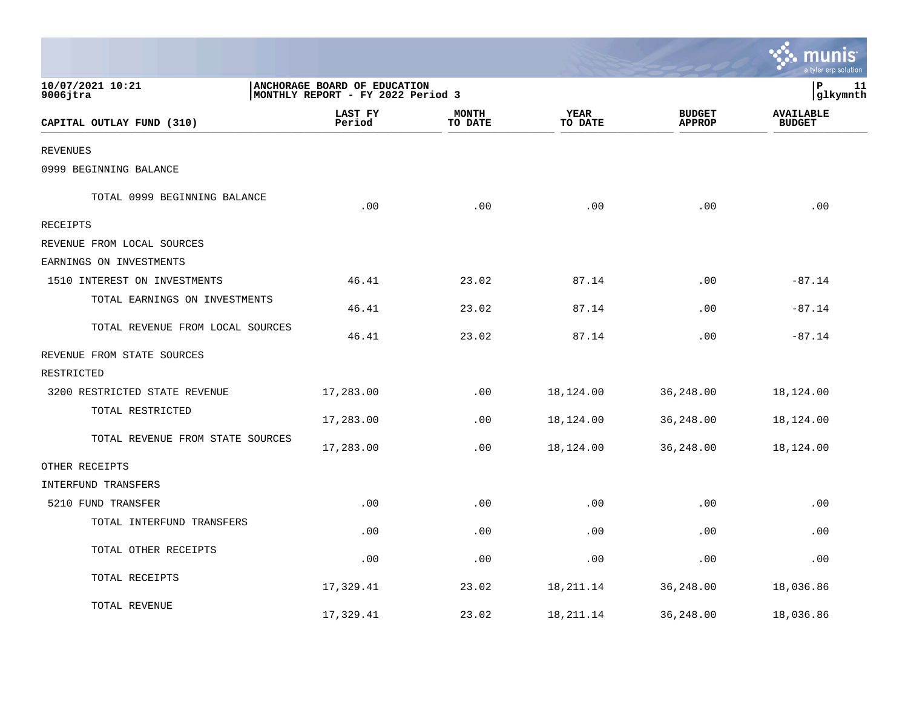10/07/2021 10:21
9006jtra

**ANCHORAGE BOARD OF EDUCATION**
**MONTHLY REPORT - FY 2022 Period 3**

P 11
glkymnth

| CAPITAL OUTLAY FUND (310) | LAST FY Period | MONTH TO DATE | YEAR TO DATE | BUDGET APPROP | AVAILABLE BUDGET |
|---|---|---|---|---|---|
| REVENUES | | | | | |
| 0999 BEGINNING BALANCE | | | | | |
| TOTAL 0999 BEGINNING BALANCE | .00 | .00 | .00 | .00 | .00 |
| RECEIPTS | | | | | |
| REVENUE FROM LOCAL SOURCES | | | | | |
| EARNINGS ON INVESTMENTS | | | | | |
| 1510 INTEREST ON INVESTMENTS | 46.41 | 23.02 | 87.14 | .00 | -87.14 |
| TOTAL EARNINGS ON INVESTMENTS | 46.41 | 23.02 | 87.14 | .00 | -87.14 |
| TOTAL REVENUE FROM LOCAL SOURCES | 46.41 | 23.02 | 87.14 | .00 | -87.14 |
| REVENUE FROM STATE SOURCES | | | | | |
| RESTRICTED | | | | | |
| 3200 RESTRICTED STATE REVENUE | 17,283.00 | .00 | 18,124.00 | 36,248.00 | 18,124.00 |
| TOTAL RESTRICTED | 17,283.00 | .00 | 18,124.00 | 36,248.00 | 18,124.00 |
| TOTAL REVENUE FROM STATE SOURCES | 17,283.00 | .00 | 18,124.00 | 36,248.00 | 18,124.00 |
| OTHER RECEIPTS | | | | | |
| INTERFUND TRANSFERS | | | | | |
| 5210 FUND TRANSFER | .00 | .00 | .00 | .00 | .00 |
| TOTAL INTERFUND TRANSFERS | .00 | .00 | .00 | .00 | .00 |
| TOTAL OTHER RECEIPTS | .00 | .00 | .00 | .00 | .00 |
| TOTAL RECEIPTS | 17,329.41 | 23.02 | 18,211.14 | 36,248.00 | 18,036.86 |
| TOTAL REVENUE | 17,329.41 | 23.02 | 18,211.14 | 36,248.00 | 18,036.86 |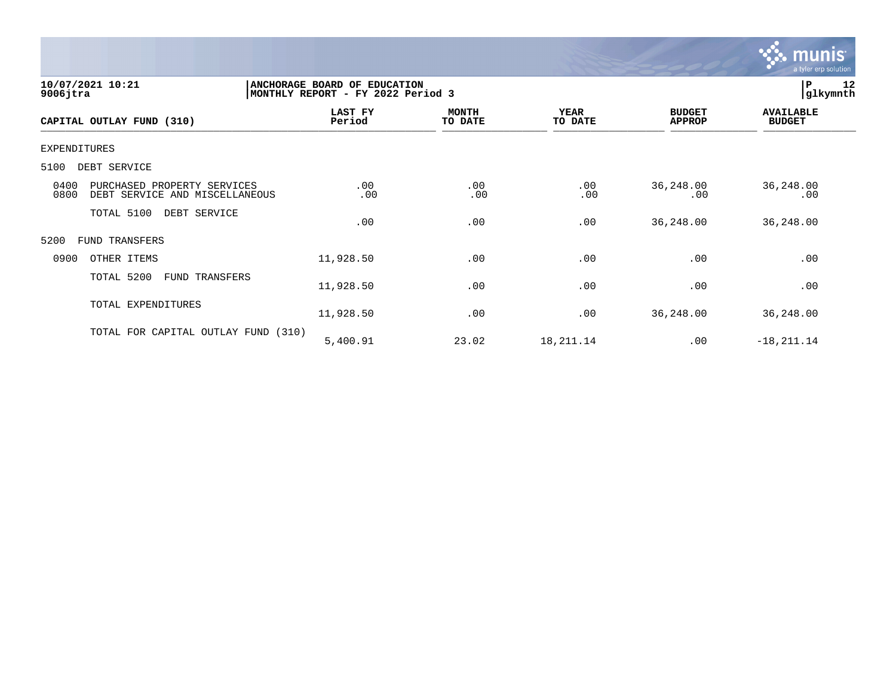**10/07/2021 10:21**
**9006jtra**

**ANCHORAGE BOARD OF EDUCATION**
**MONTHLY REPORT - FY 2022 Period 3**

**P 12**
**glkymnth**

| CAPITAL OUTLAY FUND (310) | LAST FY Period | MONTH TO DATE | YEAR TO DATE | BUDGET APPROP | AVAILABLE BUDGET |
|---|---|---|---|---|---|
| EXPENDITURES | | | | | |
| 5100 DEBT SERVICE | | | | | |
| 0400 PURCHASED PROPERTY SERVICES | .00 | .00 | .00 | 36,248.00 | 36,248.00 |
| 0800 DEBT SERVICE AND MISCELLANEOUS | .00 | .00 | .00 | .00 | .00 |
| TOTAL 5100 DEBT SERVICE | .00 | .00 | .00 | 36,248.00 | 36,248.00 |
| 5200 FUND TRANSFERS | | | | | |
| 0900 OTHER ITEMS | 11,928.50 | .00 | .00 | .00 | .00 |
| TOTAL 5200 FUND TRANSFERS | 11,928.50 | .00 | .00 | .00 | .00 |
| TOTAL EXPENDITURES | 11,928.50 | .00 | .00 | 36,248.00 | 36,248.00 |
| TOTAL FOR CAPITAL OUTLAY FUND (310) | 5,400.91 | 23.02 | 18,211.14 | .00 | -18,211.14 |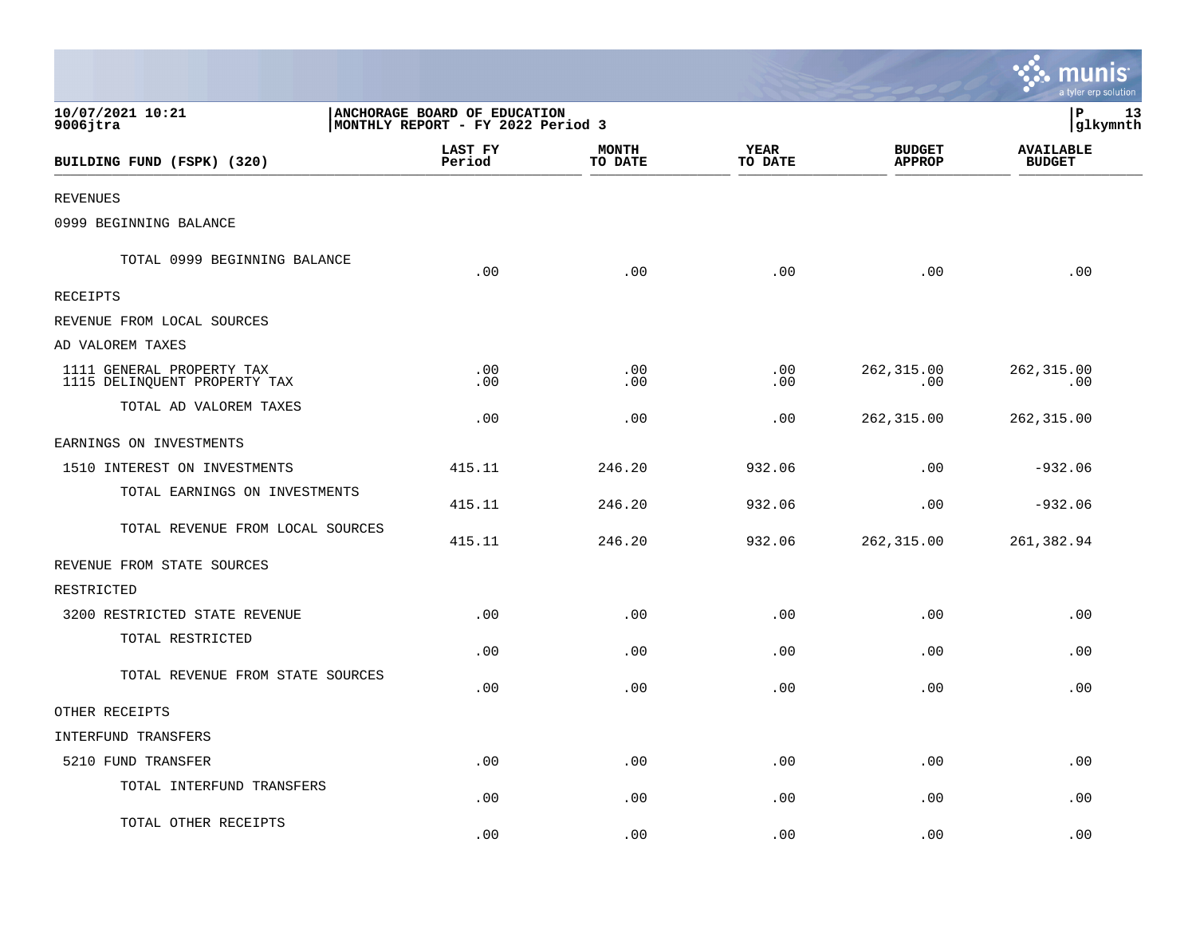10/07/2021 10:21 | ANCHORAGE BOARD OF EDUCATION
9006jtra | MONTHLY REPORT - FY 2022 Period 3

P 13 glkymnth

| BUILDING FUND (FSPK) (320) | LAST FY Period | MONTH TO DATE | YEAR TO DATE | BUDGET APPROP | AVAILABLE BUDGET |
|---|---|---|---|---|---|
| REVENUES | | | | | |
| 0999 BEGINNING BALANCE | | | | | |
| TOTAL 0999 BEGINNING BALANCE | .00 | .00 | .00 | .00 | .00 |
| RECEIPTS | | | | | |
| REVENUE FROM LOCAL SOURCES | | | | | |
| AD VALOREM TAXES | | | | | |
| 1111 GENERAL PROPERTY TAX | .00 | .00 | .00 | 262,315.00 | 262,315.00 |
| 1115 DELINQUENT PROPERTY TAX | .00 | .00 | .00 | .00 | .00 |
| TOTAL AD VALOREM TAXES | .00 | .00 | .00 | 262,315.00 | 262,315.00 |
| EARNINGS ON INVESTMENTS | | | | | |
| 1510 INTEREST ON INVESTMENTS | 415.11 | 246.20 | 932.06 | .00 | -932.06 |
| TOTAL EARNINGS ON INVESTMENTS | 415.11 | 246.20 | 932.06 | .00 | -932.06 |
| TOTAL REVENUE FROM LOCAL SOURCES | 415.11 | 246.20 | 932.06 | 262,315.00 | 261,382.94 |
| REVENUE FROM STATE SOURCES | | | | | |
| RESTRICTED | | | | | |
| 3200 RESTRICTED STATE REVENUE | .00 | .00 | .00 | .00 | .00 |
| TOTAL RESTRICTED | .00 | .00 | .00 | .00 | .00 |
| TOTAL REVENUE FROM STATE SOURCES | .00 | .00 | .00 | .00 | .00 |
| OTHER RECEIPTS | | | | | |
| INTERFUND TRANSFERS | | | | | |
| 5210 FUND TRANSFER | .00 | .00 | .00 | .00 | .00 |
| TOTAL INTERFUND TRANSFERS | .00 | .00 | .00 | .00 | .00 |
| TOTAL OTHER RECEIPTS | .00 | .00 | .00 | .00 | .00 |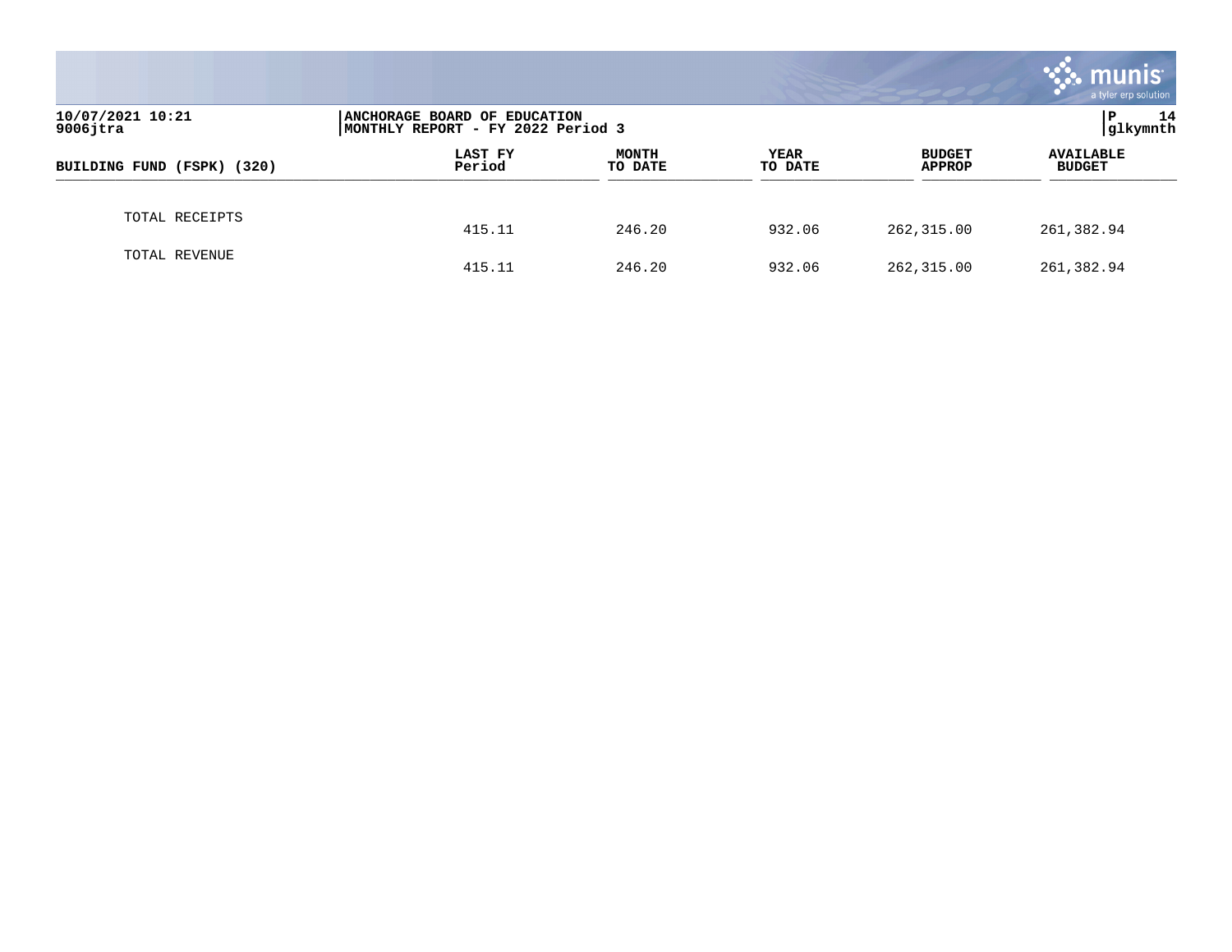| BUILDING FUND (FSPK) (320) | LAST FY Period | MONTH TO DATE | YEAR TO DATE | BUDGET APPROP | AVAILABLE BUDGET |
|---|---|---|---|---|---|
| TOTAL RECEIPTS | 415.11 | 246.20 | 932.06 | 262,315.00 | 261,382.94 |
| TOTAL REVENUE | 415.11 | 246.20 | 932.06 | 262,315.00 | 261,382.94 |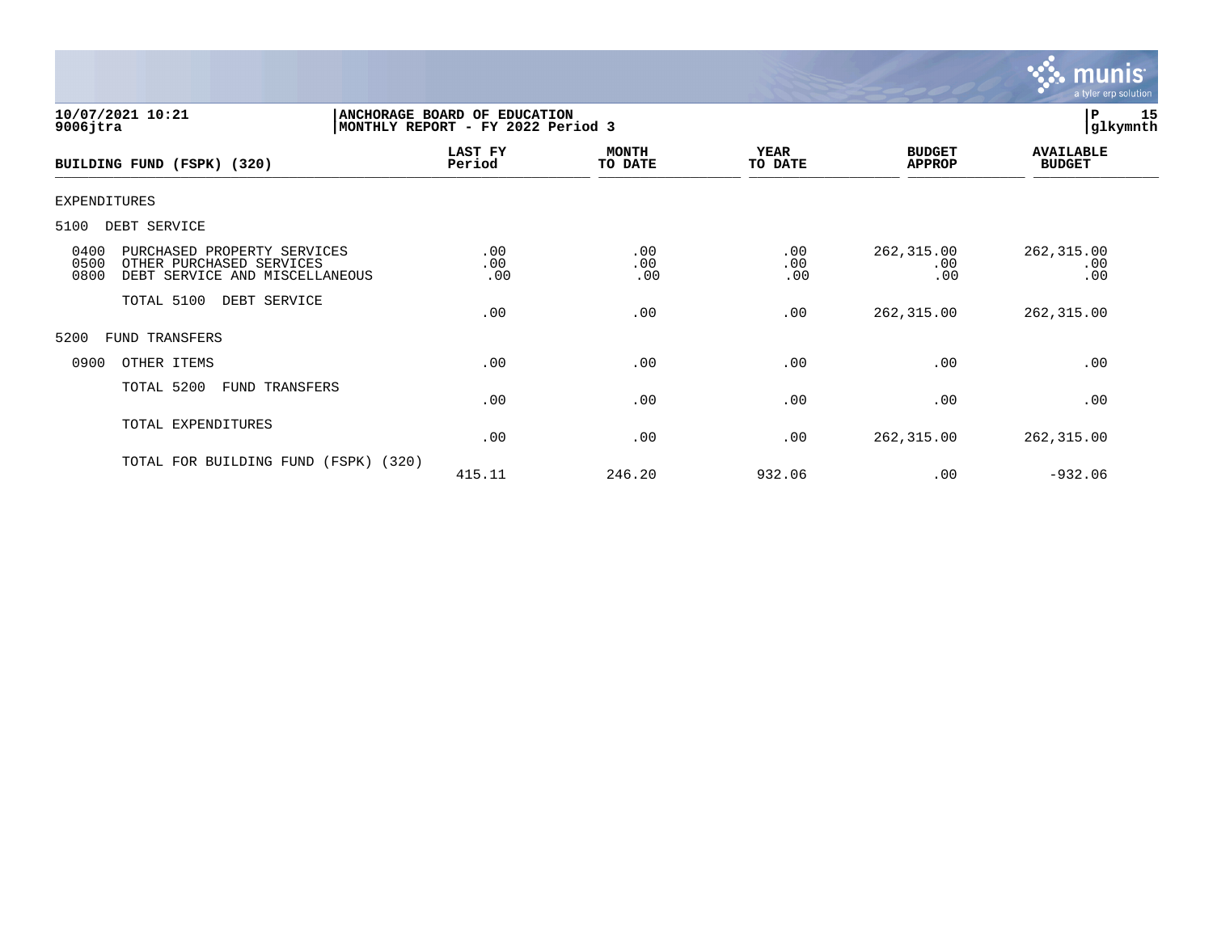10/07/2021 10:21
9006jtra

**ANCHORAGE BOARD OF EDUCATION**
**MONTHLY REPORT - FY 2022 Period 3**

P 15
glkymnth

| BUILDING FUND (FSPK) (320) | LAST FY Period | MONTH TO DATE | YEAR TO DATE | BUDGET APPROP | AVAILABLE BUDGET |
|---|---|---|---|---|---|
| EXPENDITURES | | | | | |
| 5100 DEBT SERVICE | | | | | |
| 0400 PURCHASED PROPERTY SERVICES | .00 | .00 | .00 | 262,315.00 | 262,315.00 |
| 0500 OTHER PURCHASED SERVICES | .00 | .00 | .00 | .00 | .00 |
| 0800 DEBT SERVICE AND MISCELLANEOUS | .00 | .00 | .00 | .00 | .00 |
| TOTAL 5100 DEBT SERVICE | .00 | .00 | .00 | 262,315.00 | 262,315.00 |
| 5200 FUND TRANSFERS | | | | | |
| 0900 OTHER ITEMS | .00 | .00 | .00 | .00 | .00 |
| TOTAL 5200 FUND TRANSFERS | .00 | .00 | .00 | .00 | .00 |
| TOTAL EXPENDITURES | .00 | .00 | .00 | 262,315.00 | 262,315.00 |
| TOTAL FOR BUILDING FUND (FSPK) (320) | 415.11 | 246.20 | 932.06 | .00 | -932.06 |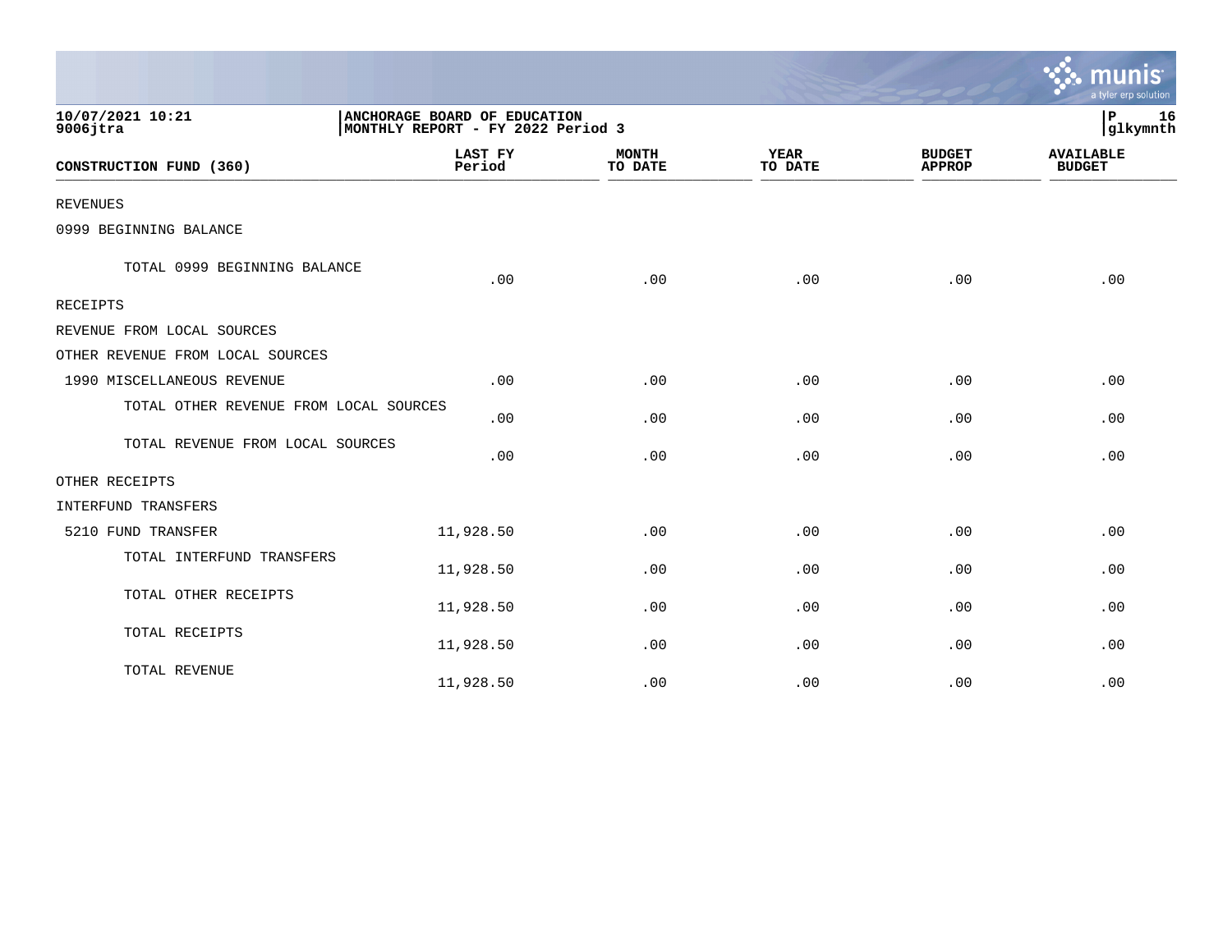10/07/2021 10:21
9006jtra

ANCHORAGE BOARD OF EDUCATION
MONTHLY REPORT - FY 2022 Period 3

| CONSTRUCTION FUND (360) | LAST FY Period | MONTH TO DATE | YEAR TO DATE | BUDGET APPROP | AVAILABLE BUDGET |
|---|---|---|---|---|---|
| REVENUES | | | | | |
| 0999 BEGINNING BALANCE | | | | | |
| TOTAL 0999 BEGINNING BALANCE | .00 | .00 | .00 | .00 | .00 |
| RECEIPTS | | | | | |
| REVENUE FROM LOCAL SOURCES | | | | | |
| OTHER REVENUE FROM LOCAL SOURCES | | | | | |
| 1990 MISCELLANEOUS REVENUE | .00 | .00 | .00 | .00 | .00 |
| TOTAL OTHER REVENUE FROM LOCAL SOURCES | .00 | .00 | .00 | .00 | .00 |
| TOTAL REVENUE FROM LOCAL SOURCES | .00 | .00 | .00 | .00 | .00 |
| OTHER RECEIPTS | | | | | |
| INTERFUND TRANSFERS | | | | | |
| 5210 FUND TRANSFER | 11,928.50 | .00 | .00 | .00 | .00 |
| TOTAL INTERFUND TRANSFERS | 11,928.50 | .00 | .00 | .00 | .00 |
| TOTAL OTHER RECEIPTS | 11,928.50 | .00 | .00 | .00 | .00 |
| TOTAL RECEIPTS | 11,928.50 | .00 | .00 | .00 | .00 |
| TOTAL REVENUE | 11,928.50 | .00 | .00 | .00 | .00 |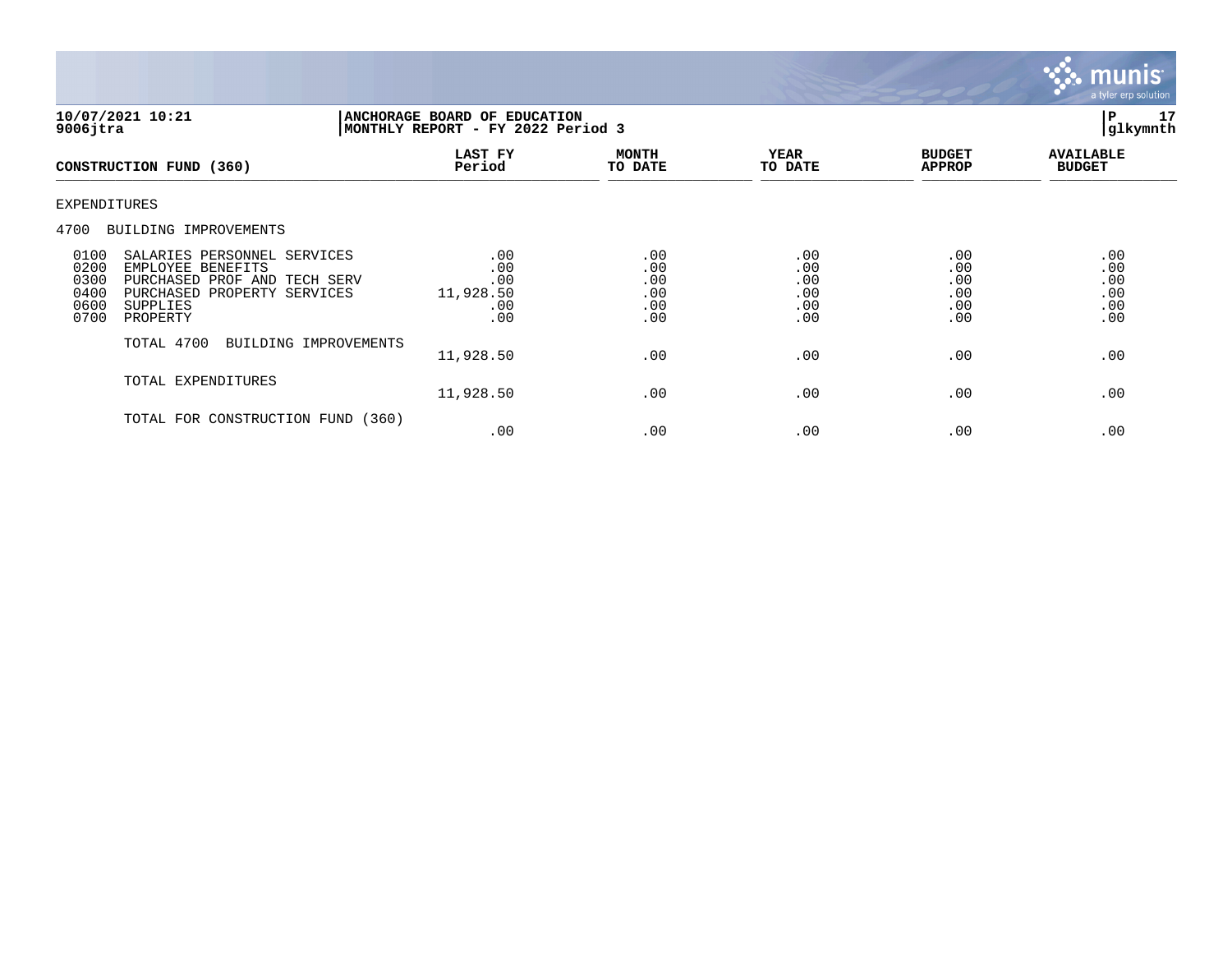10/07/2021 10:21
9006jtra

**ANCHORAGE BOARD OF EDUCATION**
**MONTHLY REPORT - FY 2022 Period 3**

P 17
glkymnth

| CONSTRUCTION FUND (360) | LAST FY Period | MONTH TO DATE | YEAR TO DATE | BUDGET APPROP | AVAILABLE BUDGET |
|---|---|---|---|---|---|
| EXPENDITURES | | | | | |
| 4700 BUILDING IMPROVEMENTS | | | | | |
| 0100 SALARIES PERSONNEL SERVICES | .00 | .00 | .00 | .00 | .00 |
| 0200 EMPLOYEE BENEFITS | .00 | .00 | .00 | .00 | .00 |
| 0300 PURCHASED PROF AND TECH SERV | .00 | .00 | .00 | .00 | .00 |
| 0400 PURCHASED PROPERTY SERVICES | 11,928.50 | .00 | .00 | .00 | .00 |
| 0600 SUPPLIES | .00 | .00 | .00 | .00 | .00 |
| 0700 PROPERTY | .00 | .00 | .00 | .00 | .00 |
| TOTAL 4700 BUILDING IMPROVEMENTS | 11,928.50 | .00 | .00 | .00 | .00 |
| TOTAL EXPENDITURES | 11,928.50 | .00 | .00 | .00 | .00 |
| TOTAL FOR CONSTRUCTION FUND (360) | .00 | .00 | .00 | .00 | .00 |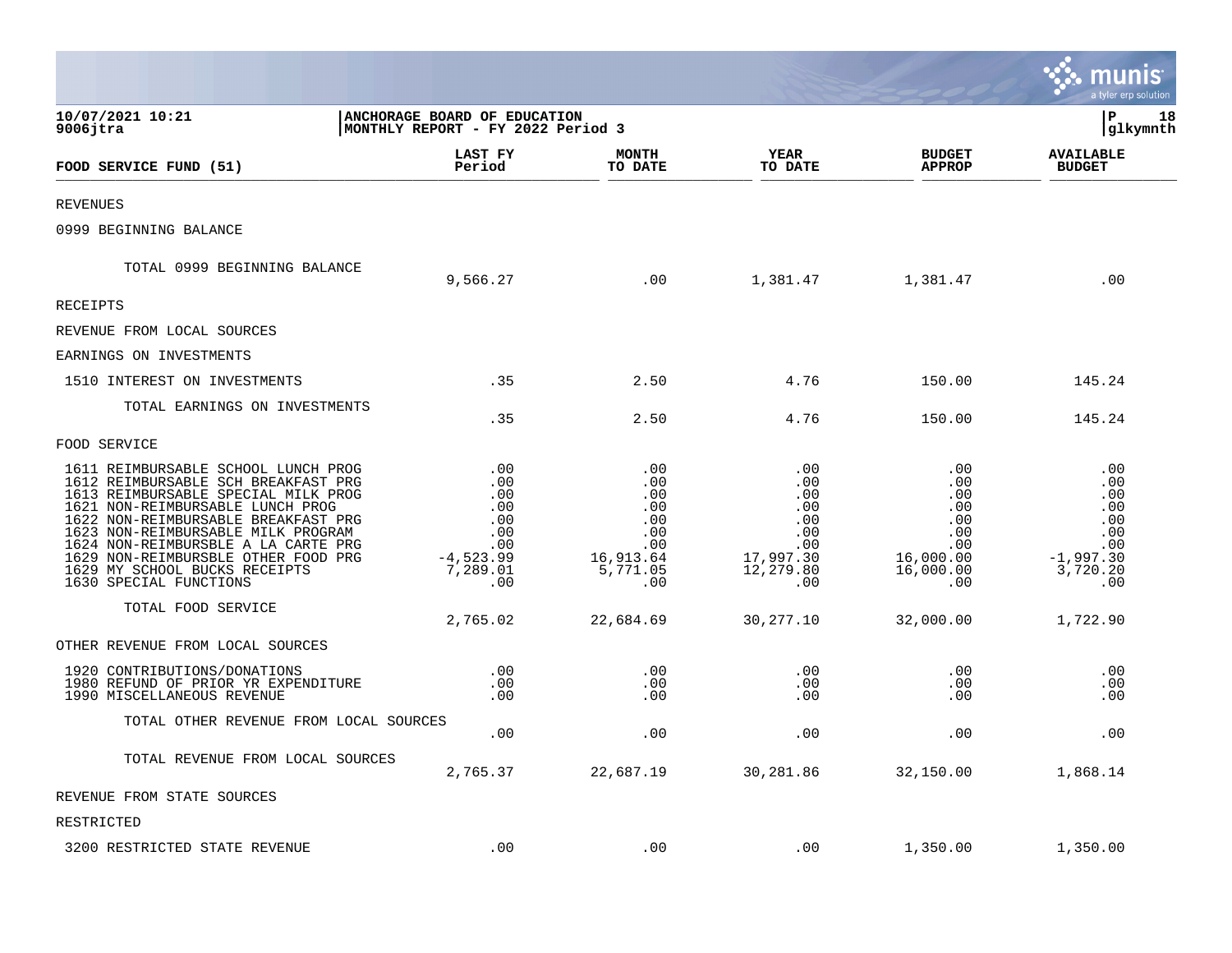**ANCHORAGE BOARD OF EDUCATION**
**MONTHLY REPORT - FY 2022 Period 3**

10/07/2021 10:21
9006jtra

glkymnth

| FOOD SERVICE FUND (51) | LAST FY Period | MONTH TO DATE | YEAR TO DATE | BUDGET APPROP | AVAILABLE BUDGET |
|---|---|---|---|---|---|
| REVENUES | | | | | |
| 0999 BEGINNING BALANCE | | | | | |
| TOTAL 0999 BEGINNING BALANCE | 9,566.27 | .00 | 1,381.47 | 1,381.47 | .00 |
| RECEIPTS | | | | | |
| REVENUE FROM LOCAL SOURCES | | | | | |
| EARNINGS ON INVESTMENTS | | | | | |
| 1510 INTEREST ON INVESTMENTS | .35 | 2.50 | 4.76 | 150.00 | 145.24 |
| TOTAL EARNINGS ON INVESTMENTS | .35 | 2.50 | 4.76 | 150.00 | 145.24 |
| FOOD SERVICE | | | | | |
| 1611 REIMBURSABLE SCHOOL LUNCH PROG | .00 | .00 | .00 | .00 | .00 |
| 1612 REIMBURSABLE SCH BREAKFAST PRG | .00 | .00 | .00 | .00 | .00 |
| 1613 REIMBURSABLE SPECIAL MILK PROG | .00 | .00 | .00 | .00 | .00 |
| 1621 NON-REIMBURSABLE LUNCH PROG | .00 | .00 | .00 | .00 | .00 |
| 1622 NON-REIMBURSABLE BREAKFAST PRG | .00 | .00 | .00 | .00 | .00 |
| 1623 NON-REIMBURSABLE MILK PROGRAM | .00 | .00 | .00 | .00 | .00 |
| 1624 NON-REIMBURSBLE A LA CARTE PRG | .00 | .00 | .00 | .00 | .00 |
| 1629 NON-REIMBURSBLE OTHER FOOD PRG | -4,523.99 | 16,913.64 | 17,997.30 | 16,000.00 | -1,997.30 |
| 1629 MY SCHOOL BUCKS RECEIPTS | 7,289.01 | 5,771.05 | 12,279.80 | 16,000.00 | 3,720.20 |
| 1630 SPECIAL FUNCTIONS | .00 | .00 | .00 | .00 | .00 |
| TOTAL FOOD SERVICE | 2,765.02 | 22,684.69 | 30,277.10 | 32,000.00 | 1,722.90 |
| OTHER REVENUE FROM LOCAL SOURCES | | | | | |
| 1920 CONTRIBUTIONS/DONATIONS | .00 | .00 | .00 | .00 | .00 |
| 1980 REFUND OF PRIOR YR EXPENDITURE | .00 | .00 | .00 | .00 | .00 |
| 1990 MISCELLANEOUS REVENUE | .00 | .00 | .00 | .00 | .00 |
| TOTAL OTHER REVENUE FROM LOCAL SOURCES | .00 | .00 | .00 | .00 | .00 |
| TOTAL REVENUE FROM LOCAL SOURCES | 2,765.37 | 22,687.19 | 30,281.86 | 32,150.00 | 1,868.14 |
| REVENUE FROM STATE SOURCES | | | | | |
| RESTRICTED | | | | | |
| 3200 RESTRICTED STATE REVENUE | .00 | .00 | .00 | 1,350.00 | 1,350.00 |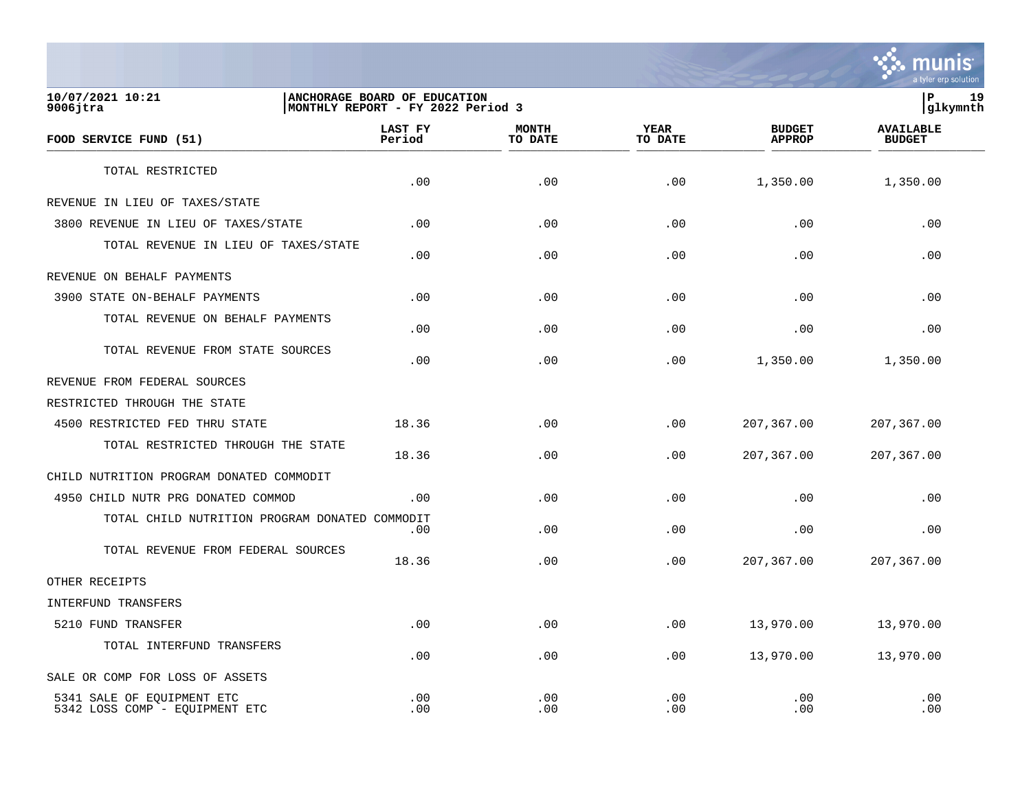10/07/2021 10:21 | ANCHORAGE BOARD OF EDUCATION | P 19
9006jtra | MONTHLY REPORT - FY 2022 Period 3 | glkymnth

| FOOD SERVICE FUND (51) | LAST FY Period | MONTH TO DATE | YEAR TO DATE | BUDGET APPROP | AVAILABLE BUDGET |
|---|---|---|---|---|---|
| TOTAL RESTRICTED | .00 | .00 | .00 | 1,350.00 | 1,350.00 |
| REVENUE IN LIEU OF TAXES/STATE | | | | | |
| 3800 REVENUE IN LIEU OF TAXES/STATE | .00 | .00 | .00 | .00 | .00 |
| TOTAL REVENUE IN LIEU OF TAXES/STATE | .00 | .00 | .00 | .00 | .00 |
| REVENUE ON BEHALF PAYMENTS | | | | | |
| 3900 STATE ON-BEHALF PAYMENTS | .00 | .00 | .00 | .00 | .00 |
| TOTAL REVENUE ON BEHALF PAYMENTS | .00 | .00 | .00 | .00 | .00 |
| TOTAL REVENUE FROM STATE SOURCES | .00 | .00 | .00 | 1,350.00 | 1,350.00 |
| REVENUE FROM FEDERAL SOURCES | | | | | |
| RESTRICTED THROUGH THE STATE | | | | | |
| 4500 RESTRICTED FED THRU STATE | 18.36 | .00 | .00 | 207,367.00 | 207,367.00 |
| TOTAL RESTRICTED THROUGH THE STATE | 18.36 | .00 | .00 | 207,367.00 | 207,367.00 |
| CHILD NUTRITION PROGRAM DONATED COMMODIT | | | | | |
| 4950 CHILD NUTR PRG DONATED COMMOD | .00 | .00 | .00 | .00 | .00 |
| TOTAL CHILD NUTRITION PROGRAM DONATED COMMODIT | .00 | .00 | .00 | .00 | .00 |
| TOTAL REVENUE FROM FEDERAL SOURCES | 18.36 | .00 | .00 | 207,367.00 | 207,367.00 |
| OTHER RECEIPTS | | | | | |
| INTERFUND TRANSFERS | | | | | |
| 5210 FUND TRANSFER | .00 | .00 | .00 | 13,970.00 | 13,970.00 |
| TOTAL INTERFUND TRANSFERS | .00 | .00 | .00 | 13,970.00 | 13,970.00 |
| SALE OR COMP FOR LOSS OF ASSETS | | | | | |
| 5341 SALE OF EQUIPMENT ETC | .00 | .00 | .00 | .00 | .00 |
| 5342 LOSS COMP - EQUIPMENT ETC | .00 | .00 | .00 | .00 | .00 |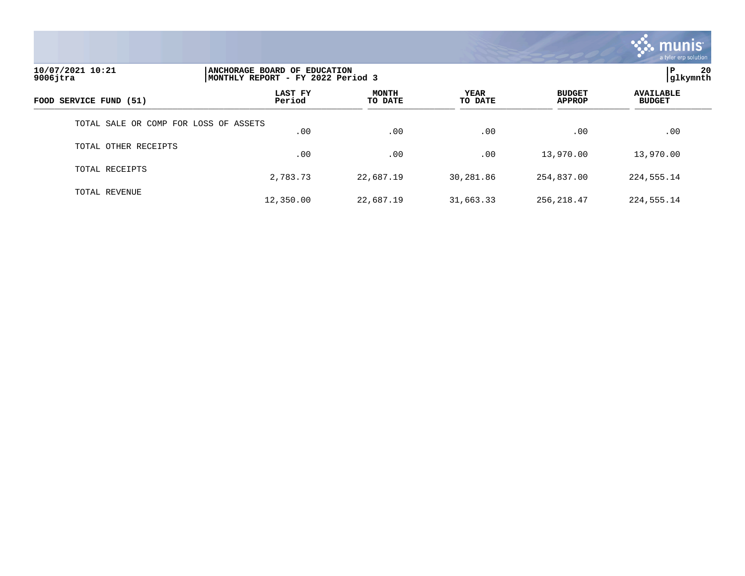10/07/2021 10:21
9006jtra

ANCHORAGE BOARD OF EDUCATION
MONTHLY REPORT - FY 2022 Period 3

P 20
glkymnth

| FOOD SERVICE FUND (51) | LAST FY Period | MONTH TO DATE | YEAR TO DATE | BUDGET APPROP | AVAILABLE BUDGET |
|---|---|---|---|---|---|
| TOTAL SALE OR COMP FOR LOSS OF ASSETS | .00 | .00 | .00 | .00 | .00 |
| TOTAL OTHER RECEIPTS | .00 | .00 | .00 | 13,970.00 | 13,970.00 |
| TOTAL RECEIPTS | 2,783.73 | 22,687.19 | 30,281.86 | 254,837.00 | 224,555.14 |
| TOTAL REVENUE | 12,350.00 | 22,687.19 | 31,663.33 | 256,218.47 | 224,555.14 |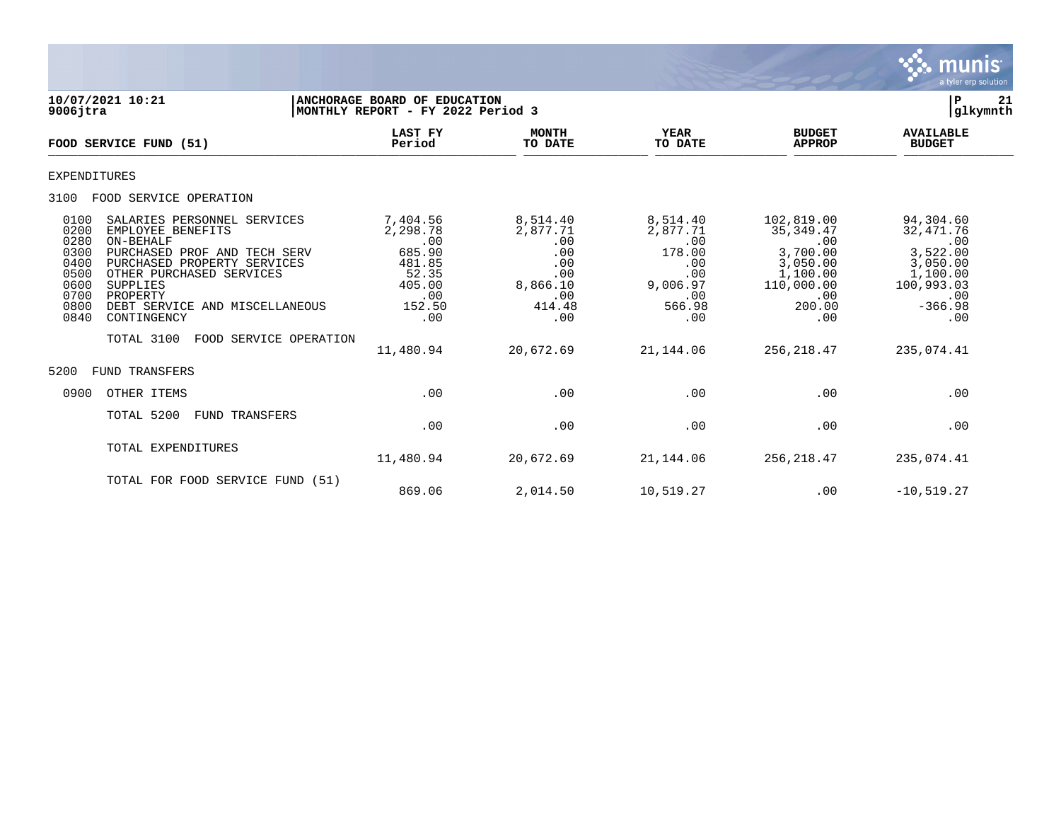**10/07/2021 10:21**
**9006jtra**

**ANCHORAGE BOARD OF EDUCATION**
**MONTHLY REPORT - FY 2022 Period 3**

**P 21**
**glkymnth**

| FOOD SERVICE FUND (51) | LAST FY Period | MONTH TO DATE | YEAR TO DATE | BUDGET APPROP | AVAILABLE BUDGET |
|---|---|---|---|---|---|
| EXPENDITURES | | | | | |
| 3100 FOOD SERVICE OPERATION | | | | | |
| 0100 SALARIES PERSONNEL SERVICES | 7,404.56 | 8,514.40 | 8,514.40 | 102,819.00 | 94,304.60 |
| 0200 EMPLOYEE BENEFITS | 2,298.78 | 2,877.71 | 2,877.71 | 35,349.47 | 32,471.76 |
| 0280 ON-BEHALF | .00 | .00 | .00 | .00 | .00 |
| 0300 PURCHASED PROF AND TECH SERV | 685.90 | .00 | 178.00 | 3,700.00 | 3,522.00 |
| 0400 PURCHASED PROPERTY SERVICES | 481.85 | .00 | .00 | 3,050.00 | 3,050.00 |
| 0500 OTHER PURCHASED SERVICES | 52.35 | .00 | .00 | 1,100.00 | 1,100.00 |
| 0600 SUPPLIES | 405.00 | 8,866.10 | 9,006.97 | 110,000.00 | 100,993.03 |
| 0700 PROPERTY | .00 | .00 | .00 | .00 | .00 |
| 0800 DEBT SERVICE AND MISCELLANEOUS | 152.50 | 414.48 | 566.98 | 200.00 | -366.98 |
| 0840 CONTINGENCY | .00 | .00 | .00 | .00 | .00 |
| TOTAL 3100 FOOD SERVICE OPERATION | 11,480.94 | 20,672.69 | 21,144.06 | 256,218.47 | 235,074.41 |
| 5200 FUND TRANSFERS | | | | | |
| 0900 OTHER ITEMS | .00 | .00 | .00 | .00 | .00 |
| TOTAL 5200 FUND TRANSFERS | .00 | .00 | .00 | .00 | .00 |
| TOTAL EXPENDITURES | 11,480.94 | 20,672.69 | 21,144.06 | 256,218.47 | 235,074.41 |
| TOTAL FOR FOOD SERVICE FUND (51) | 869.06 | 2,014.50 | 10,519.27 | .00 | -10,519.27 |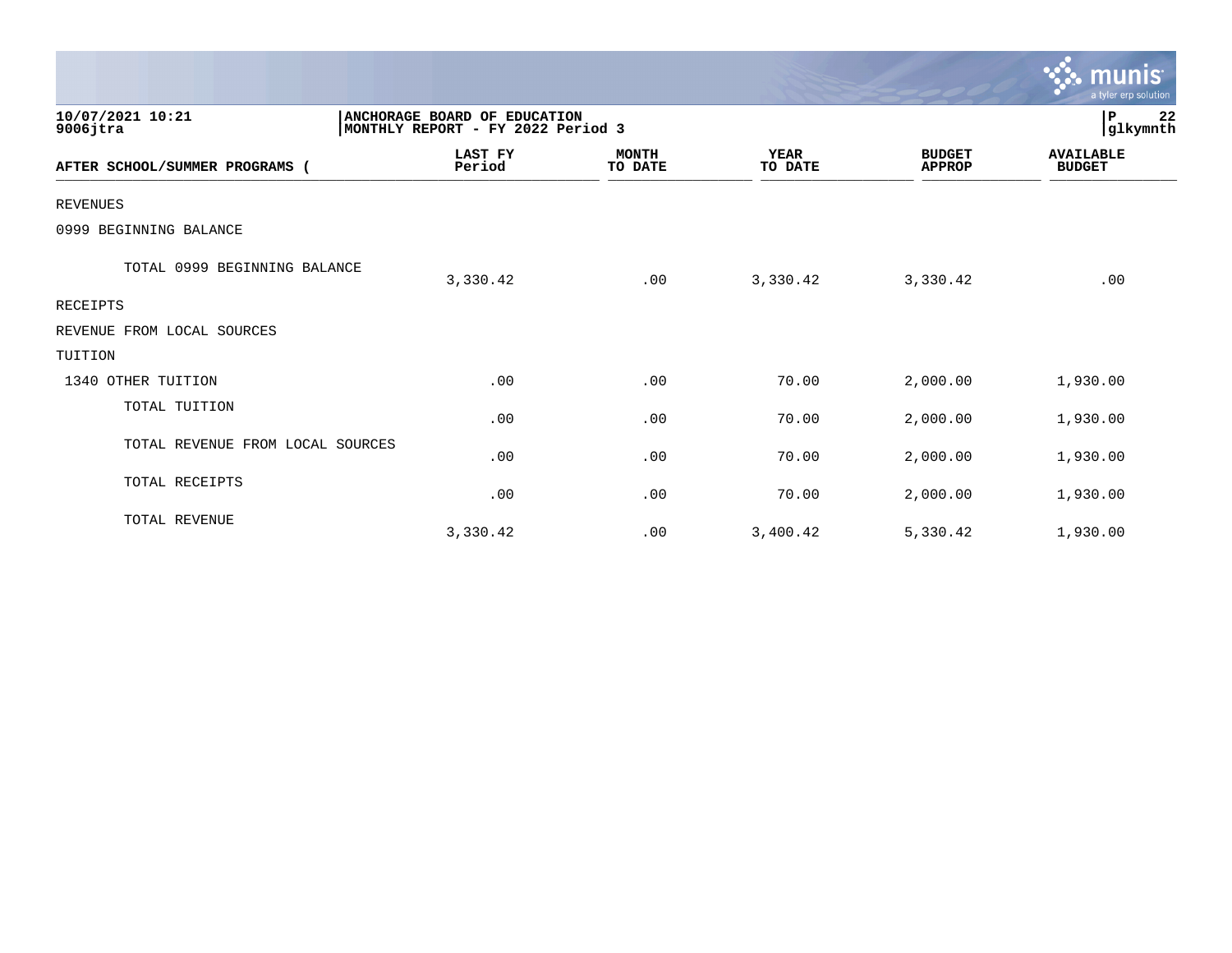10/07/2021 10:21
9006jtra

ANCHORAGE BOARD OF EDUCATION
MONTHLY REPORT - FY 2022 Period 3

| AFTER SCHOOL/SUMMER PROGRAMS ( | LAST FY Period | MONTH TO DATE | YEAR TO DATE | BUDGET APPROP | AVAILABLE BUDGET |
|---|---|---|---|---|---|
| REVENUES | | | | | |
| 0999 BEGINNING BALANCE | | | | | |
| TOTAL 0999 BEGINNING BALANCE | 3,330.42 | .00 | 3,330.42 | 3,330.42 | .00 |
| RECEIPTS | | | | | |
| REVENUE FROM LOCAL SOURCES | | | | | |
| TUITION | | | | | |
| 1340 OTHER TUITION | .00 | .00 | 70.00 | 2,000.00 | 1,930.00 |
| TOTAL TUITION | .00 | .00 | 70.00 | 2,000.00 | 1,930.00 |
| TOTAL REVENUE FROM LOCAL SOURCES | .00 | .00 | 70.00 | 2,000.00 | 1,930.00 |
| TOTAL RECEIPTS | .00 | .00 | 70.00 | 2,000.00 | 1,930.00 |
| TOTAL REVENUE | 3,330.42 | .00 | 3,400.42 | 5,330.42 | 1,930.00 |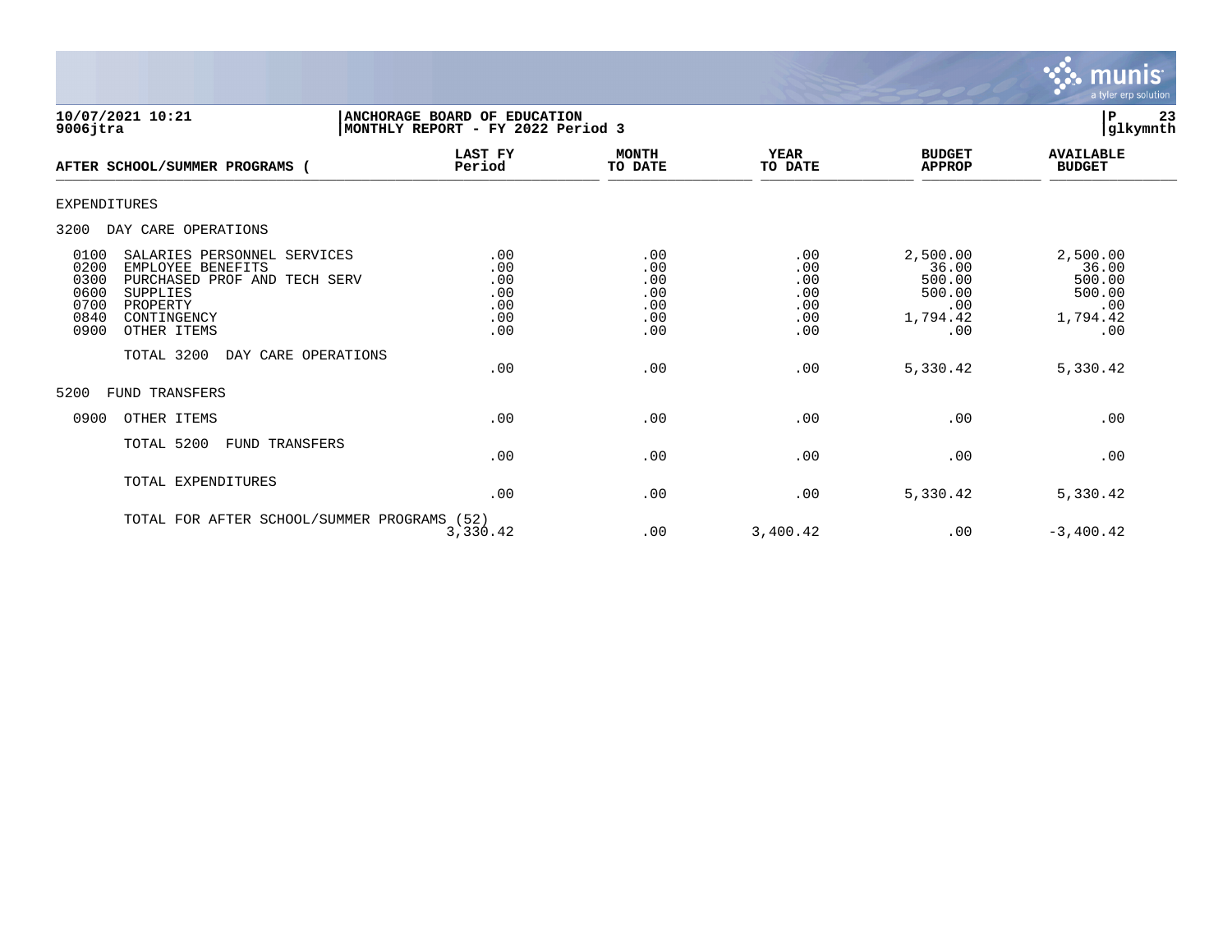**10/07/2021 10:21** | **ANCHORAGE BOARD OF EDUCATION** | **P 23**
**9006jtra** | **MONTHLY REPORT - FY 2022 Period 3** | **glkymnth**

| AFTER SCHOOL/SUMMER PROGRAMS ( | LAST FY Period | MONTH TO DATE | YEAR TO DATE | BUDGET APPROP | AVAILABLE BUDGET |
|---|---|---|---|---|---|
| **EXPENDITURES** | | | | | |
| 3200 DAY CARE OPERATIONS | | | | | |
| 0100 SALARIES PERSONNEL SERVICES | .00 | .00 | .00 | 2,500.00 | 2,500.00 |
| 0200 EMPLOYEE BENEFITS | .00 | .00 | .00 | 36.00 | 36.00 |
| 0300 PURCHASED PROF AND TECH SERV | .00 | .00 | .00 | 500.00 | 500.00 |
| 0600 SUPPLIES | .00 | .00 | .00 | 500.00 | 500.00 |
| 0700 PROPERTY | .00 | .00 | .00 | .00 | .00 |
| 0840 CONTINGENCY | .00 | .00 | .00 | 1,794.42 | 1,794.42 |
| 0900 OTHER ITEMS | .00 | .00 | .00 | .00 | .00 |
| TOTAL 3200 DAY CARE OPERATIONS | .00 | .00 | .00 | 5,330.42 | 5,330.42 |
| 5200 FUND TRANSFERS | | | | | |
| 0900 OTHER ITEMS | .00 | .00 | .00 | .00 | .00 |
| TOTAL 5200 FUND TRANSFERS | .00 | .00 | .00 | .00 | .00 |
| TOTAL EXPENDITURES | .00 | .00 | .00 | 5,330.42 | 5,330.42 |
| TOTAL FOR AFTER SCHOOL/SUMMER PROGRAMS (52) | 3,330.42 | .00 | 3,400.42 | .00 | -3,400.42 |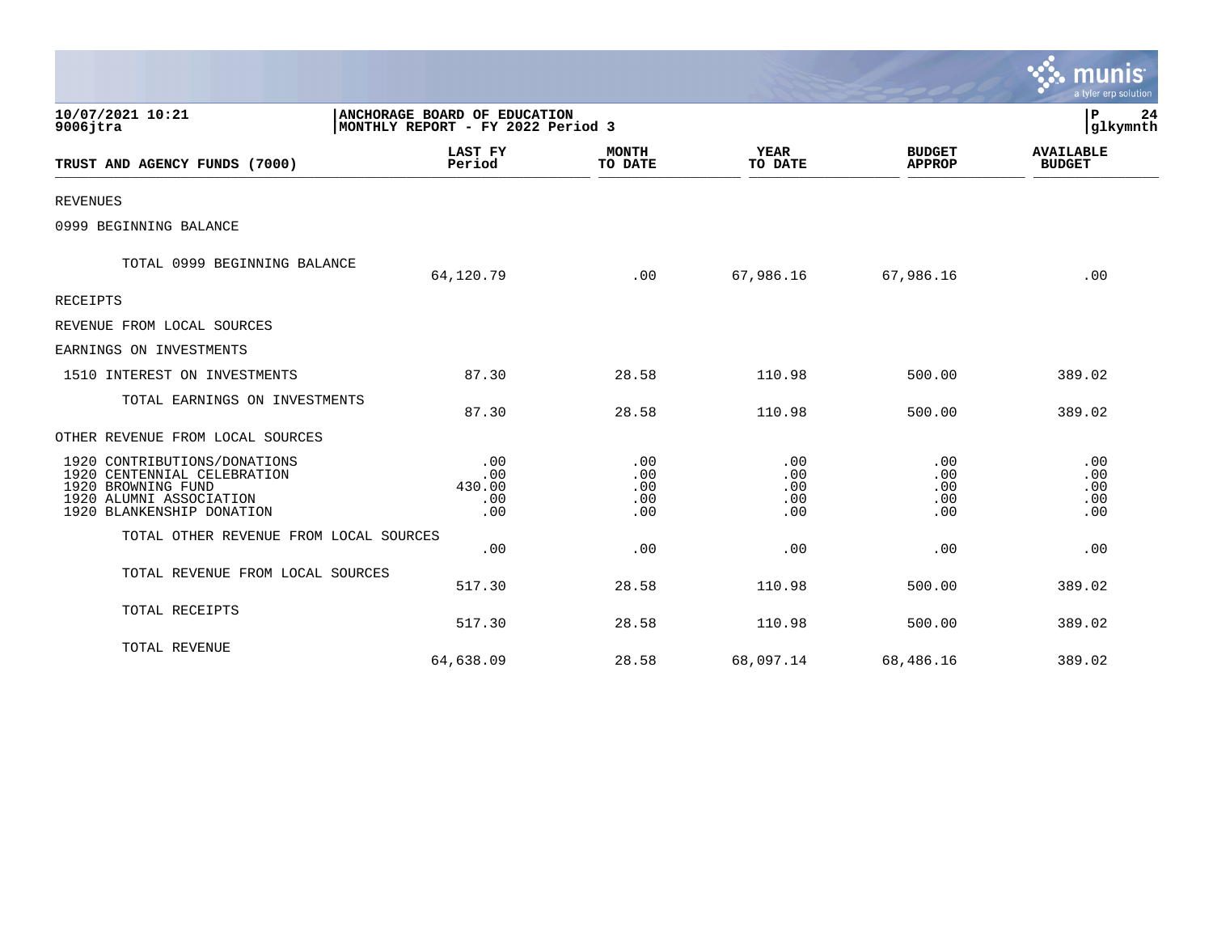**10/07/2021 10:21**
**9006jtra**

**ANCHORAGE BOARD OF EDUCATION**
**MONTHLY REPORT - FY 2022 Period 3**

**P 24**
**glkymnth**

| TRUST AND AGENCY FUNDS (7000) | LAST FY Period | MONTH TO DATE | YEAR TO DATE | BUDGET APPROP | AVAILABLE BUDGET |
|---|---|---|---|---|---|
| REVENUES | | | | | |
| 0999 BEGINNING BALANCE | | | | | |
| TOTAL 0999 BEGINNING BALANCE | 64,120.79 | .00 | 67,986.16 | 67,986.16 | .00 |
| RECEIPTS | | | | | |
| REVENUE FROM LOCAL SOURCES | | | | | |
| EARNINGS ON INVESTMENTS | | | | | |
| 1510 INTEREST ON INVESTMENTS | 87.30 | 28.58 | 110.98 | 500.00 | 389.02 |
| TOTAL EARNINGS ON INVESTMENTS | 87.30 | 28.58 | 110.98 | 500.00 | 389.02 |
| OTHER REVENUE FROM LOCAL SOURCES | | | | | |
| 1920 CONTRIBUTIONS/DONATIONS | .00 | .00 | .00 | .00 | .00 |
| 1920 CENTENNIAL CELEBRATION | .00 | .00 | .00 | .00 | .00 |
| 1920 BROWNING FUND | 430.00 | .00 | .00 | .00 | .00 |
| 1920 ALUMNI ASSOCIATION | .00 | .00 | .00 | .00 | .00 |
| 1920 BLANKENSHIP DONATION | .00 | .00 | .00 | .00 | .00 |
| TOTAL OTHER REVENUE FROM LOCAL SOURCES | .00 | .00 | .00 | .00 | .00 |
| TOTAL REVENUE FROM LOCAL SOURCES | 517.30 | 28.58 | 110.98 | 500.00 | 389.02 |
| TOTAL RECEIPTS | 517.30 | 28.58 | 110.98 | 500.00 | 389.02 |
| TOTAL REVENUE | 64,638.09 | 28.58 | 68,097.14 | 68,486.16 | 389.02 |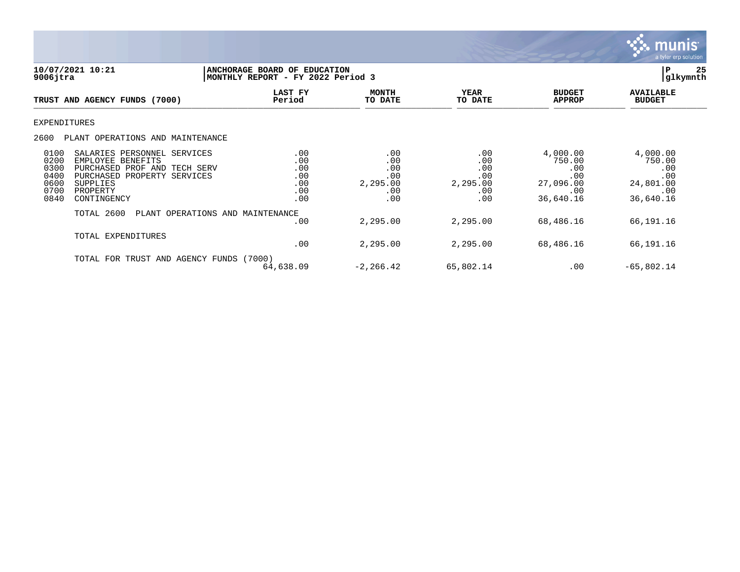**10/07/2021 10:21**
**9006jtra**

**ANCHORAGE BOARD OF EDUCATION**
**MONTHLY REPORT - FY 2022 Period 3**

**P 25**
**glkymnth**

| TRUST AND AGENCY FUNDS (7000) | | LAST FY Period | MONTH TO DATE | YEAR TO DATE | BUDGET APPROP | AVAILABLE BUDGET |
|---|---|---|---|---|---|---|
| EXPENDITURES | | | | | | |
| 2600 | PLANT OPERATIONS AND MAINTENANCE | | | | | |
| 0100 | SALARIES PERSONNEL SERVICES | .00 | .00 | .00 | 4,000.00 | 4,000.00 |
| 0200 | EMPLOYEE BENEFITS | .00 | .00 | .00 | 750.00 | 750.00 |
| 0300 | PURCHASED PROF AND TECH SERV | .00 | .00 | .00 | .00 | .00 |
| 0400 | PURCHASED PROPERTY SERVICES | .00 | .00 | .00 | .00 | .00 |
| 0600 | SUPPLIES | .00 | 2,295.00 | 2,295.00 | 27,096.00 | 24,801.00 |
| 0700 | PROPERTY | .00 | .00 | .00 | .00 | .00 |
| 0840 | CONTINGENCY | .00 | .00 | .00 | 36,640.16 | 36,640.16 |
| | TOTAL 2600 PLANT OPERATIONS AND MAINTENANCE | .00 | 2,295.00 | 2,295.00 | 68,486.16 | 66,191.16 |
| | TOTAL EXPENDITURES | .00 | 2,295.00 | 2,295.00 | 68,486.16 | 66,191.16 |
| | TOTAL FOR TRUST AND AGENCY FUNDS (7000) | 64,638.09 | -2,266.42 | 65,802.14 | .00 | -65,802.14 |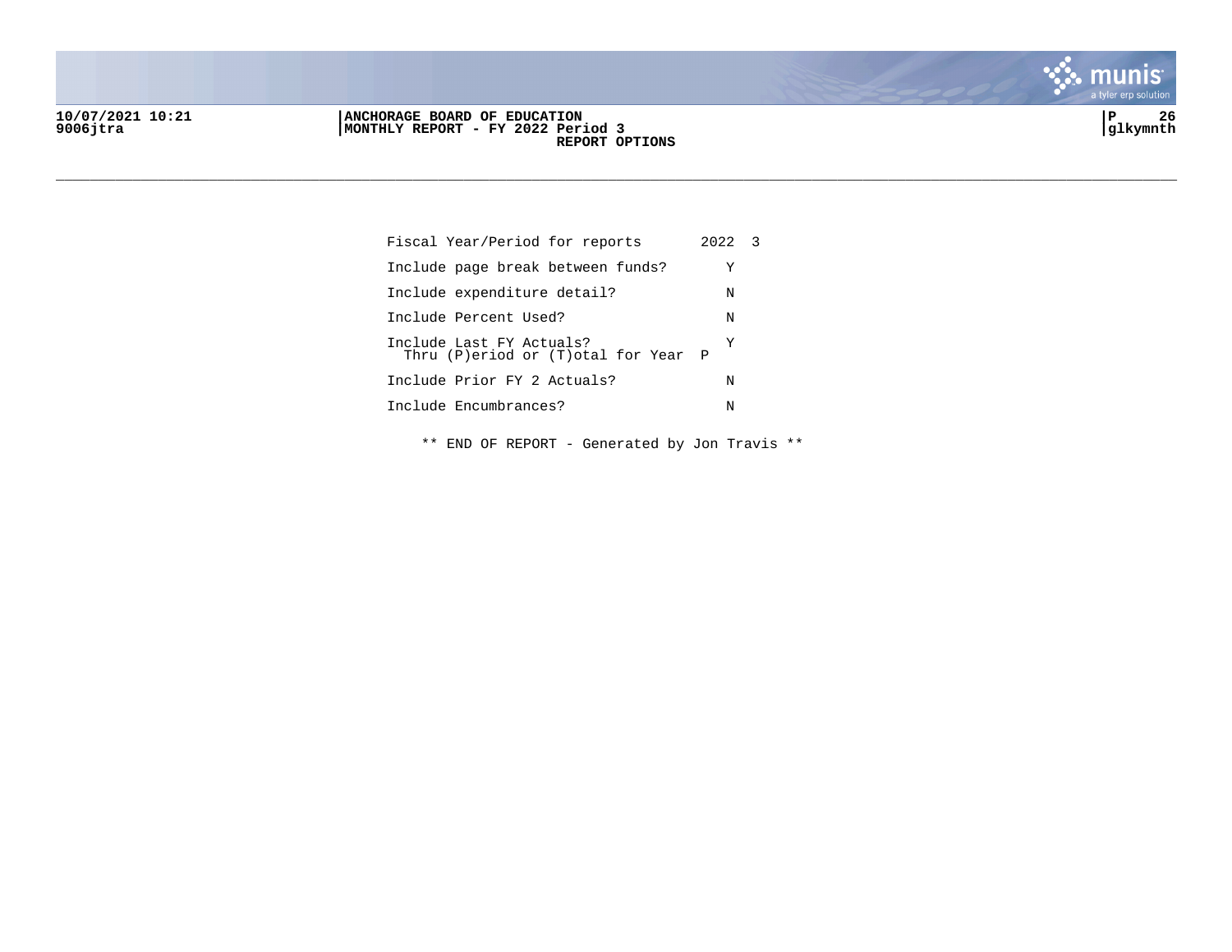## REPORT OPTIONS

| | |
|---|---|
| Fiscal Year/Period for reports | 2022 3 |
| Include page break between funds? | Y |
| Include expenditure detail? | N |
| Include Percent Used? | N |
| Include Last FY Actuals? | Y |
| Thru (P)eriod or (T)otal for Year | P |
| Include Prior FY 2 Actuals? | N |
| Include Encumbrances? | N |

** END OF REPORT - Generated by Jon Travis **